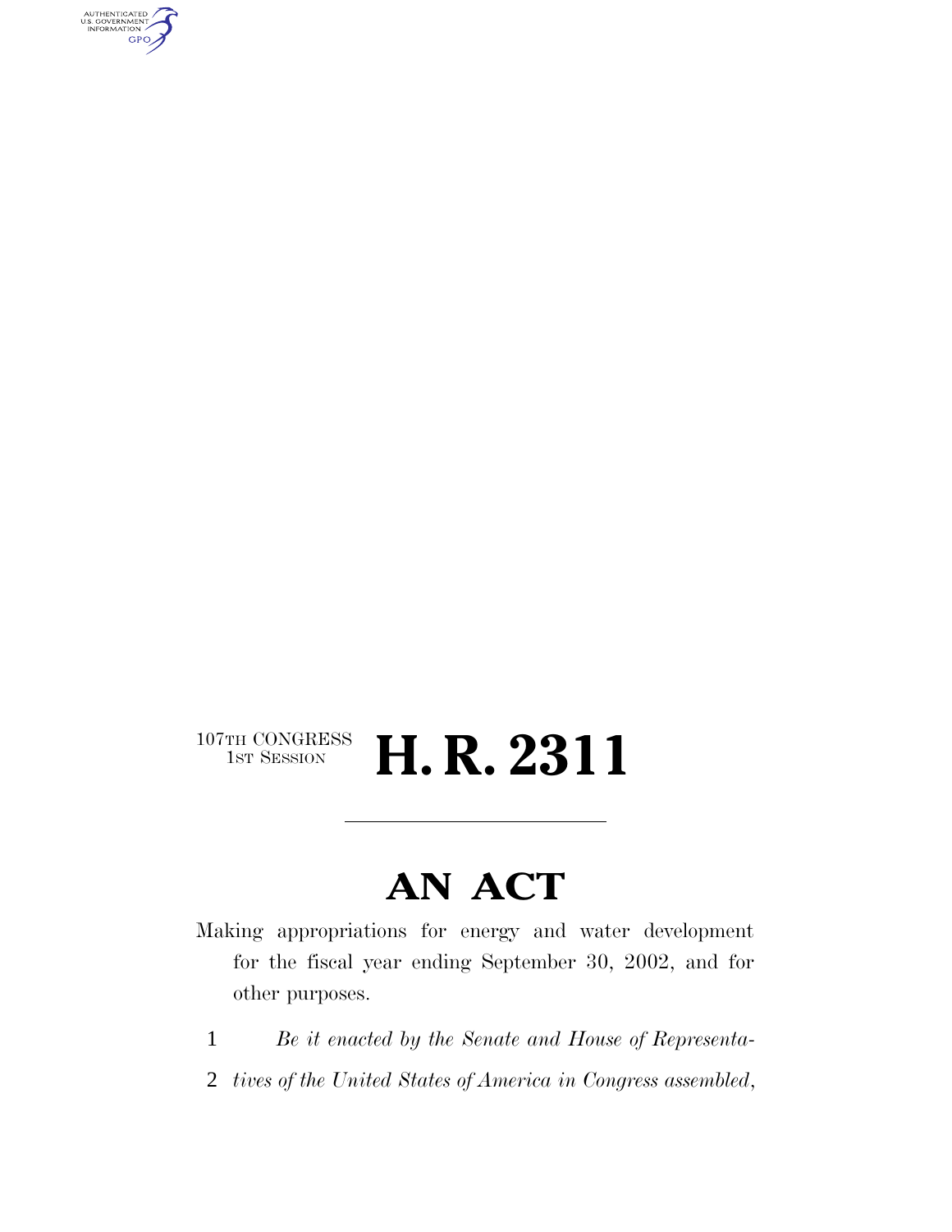107TH CONGRESS
1ST SESSION

# H. R. 2311

## AN ACT

Making appropriations for energy and water development for the fiscal year ending September 30, 2002, and for other purposes.

1 *Be it enacted by the Senate and House of Representa-*
2 *tives of the United States of America in Congress assembled,*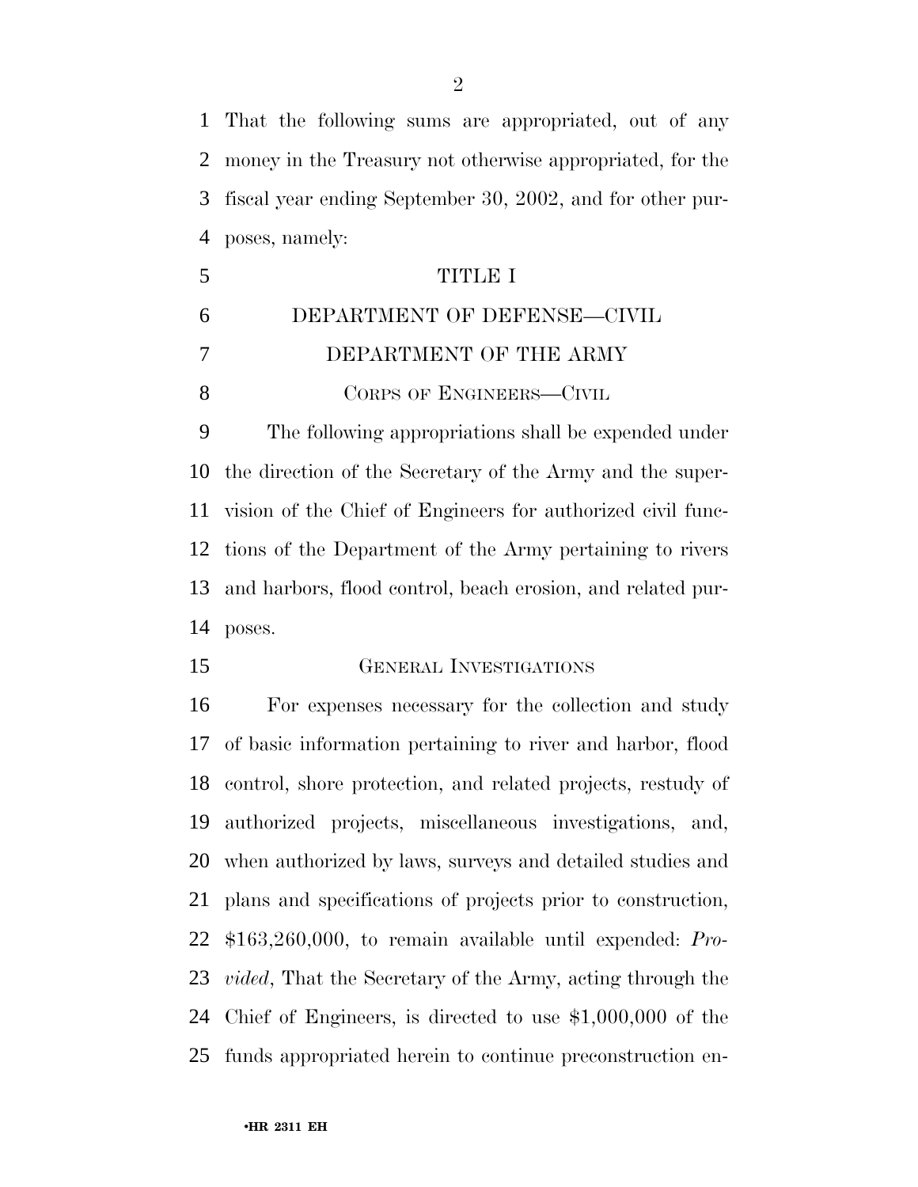That the following sums are appropriated, out of any money in the Treasury not otherwise appropriated, for the fiscal year ending September 30, 2002, and for other purposes, namely:

# TITLE I

## DEPARTMENT OF DEFENSE—CIVIL

## DEPARTMENT OF THE ARMY

### CORPS OF ENGINEERS—CIVIL

The following appropriations shall be expended under the direction of the Secretary of the Army and the supervision of the Chief of Engineers for authorized civil functions of the Department of the Army pertaining to rivers and harbors, flood control, beach erosion, and related purposes.

### GENERAL INVESTIGATIONS

For expenses necessary for the collection and study of basic information pertaining to river and harbor, flood control, shore protection, and related projects, restudy of authorized projects, miscellaneous investigations, and, when authorized by laws, surveys and detailed studies and plans and specifications of projects prior to construction, $163,260,000, to remain available until expended: *Provided*, That the Secretary of the Army, acting through the Chief of Engineers, is directed to use $1,000,000 of the funds appropriated herein to continue preconstruction en-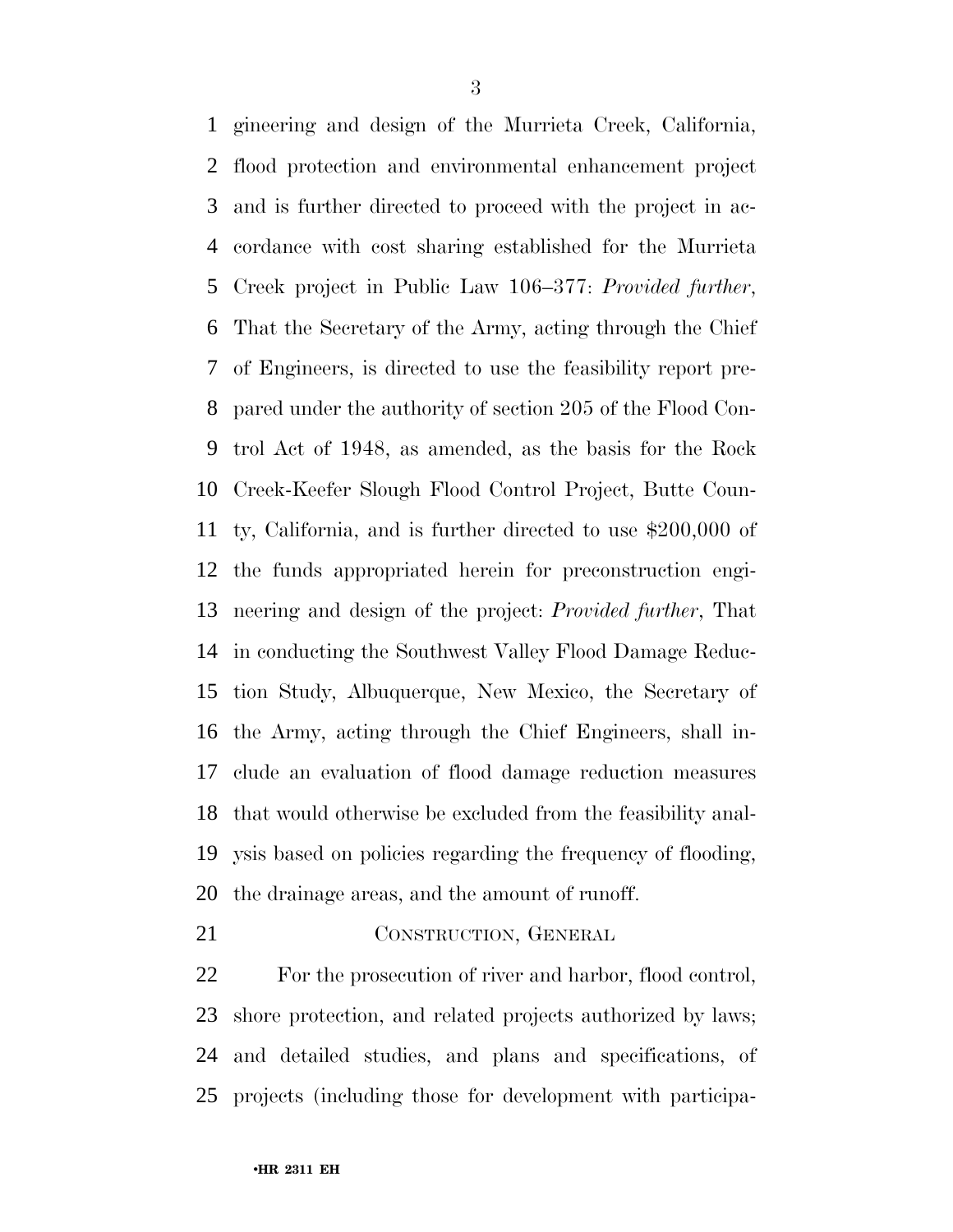gineering and design of the Murrieta Creek, California, flood protection and environmental enhancement project and is further directed to proceed with the project in accordance with cost sharing established for the Murrieta Creek project in Public Law 106–377: *Provided further*, That the Secretary of the Army, acting through the Chief of Engineers, is directed to use the feasibility report prepared under the authority of section 205 of the Flood Control Act of 1948, as amended, as the basis for the Rock Creek-Keefer Slough Flood Control Project, Butte County, California, and is further directed to use $200,000 of the funds appropriated herein for preconstruction engineering and design of the project: *Provided further*, That in conducting the Southwest Valley Flood Damage Reduction Study, Albuquerque, New Mexico, the Secretary of the Army, acting through the Chief Engineers, shall include an evaluation of flood damage reduction measures that would otherwise be excluded from the feasibility analysis based on policies regarding the frequency of flooding, the drainage areas, and the amount of runoff.

## CONSTRUCTION, GENERAL

For the prosecution of river and harbor, flood control, shore protection, and related projects authorized by laws; and detailed studies, and plans and specifications, of projects (including those for development with participa-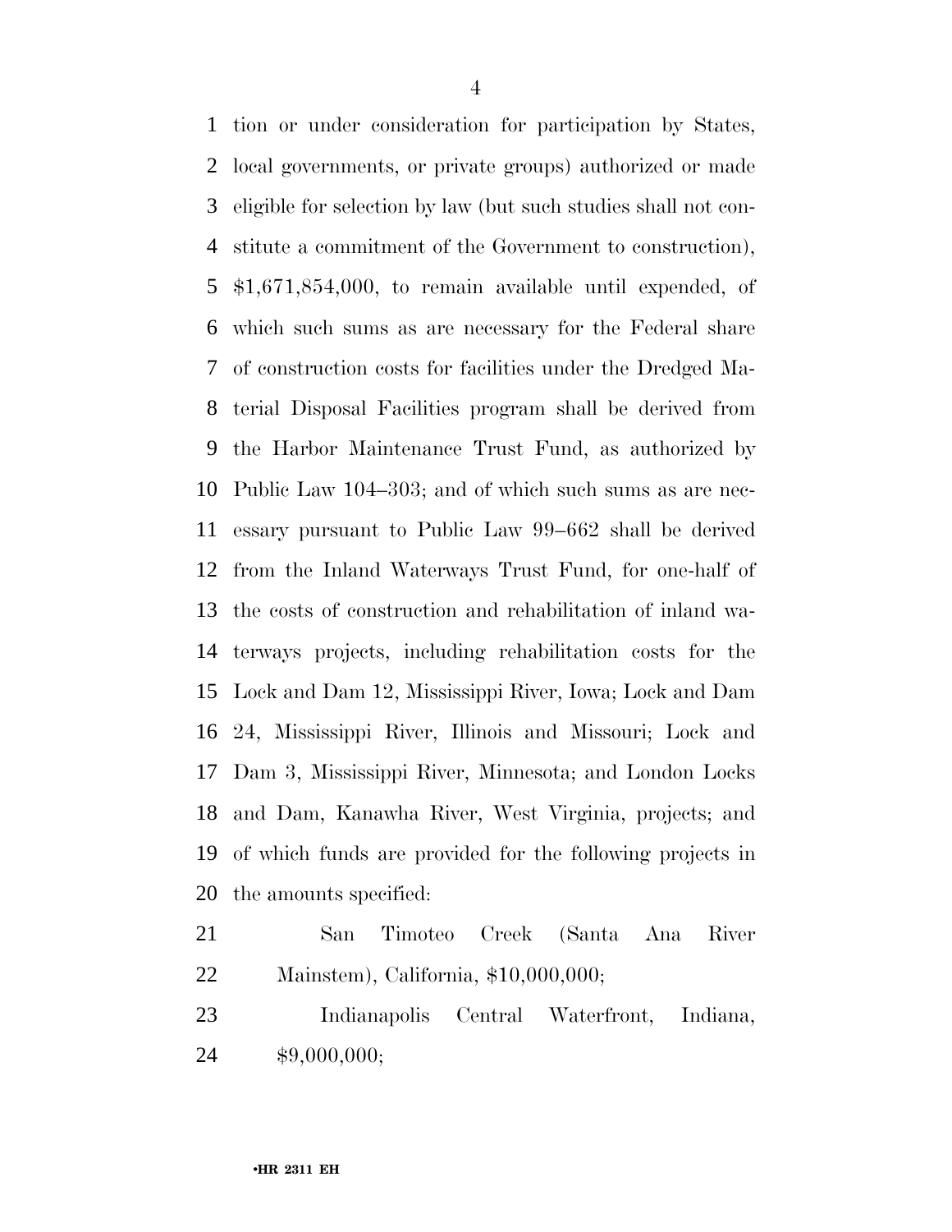tion or under consideration for participation by States, local governments, or private groups) authorized or made eligible for selection by law (but such studies shall not constitute a commitment of the Government to construction), $1,671,854,000, to remain available until expended, of which such sums as are necessary for the Federal share of construction costs for facilities under the Dredged Material Disposal Facilities program shall be derived from the Harbor Maintenance Trust Fund, as authorized by Public Law 104–303; and of which such sums as are necessary pursuant to Public Law 99–662 shall be derived from the Inland Waterways Trust Fund, for one-half of the costs of construction and rehabilitation of inland waterways projects, including rehabilitation costs for the Lock and Dam 12, Mississippi River, Iowa; Lock and Dam 24, Mississippi River, Illinois and Missouri; Lock and Dam 3, Mississippi River, Minnesota; and London Locks and Dam, Kanawha River, West Virginia, projects; and of which funds are provided for the following projects in the amounts specified:

San Timoteo Creek (Santa Ana River Mainstem), California, $10,000,000;

Indianapolis Central Waterfront, Indiana, $9,000,000;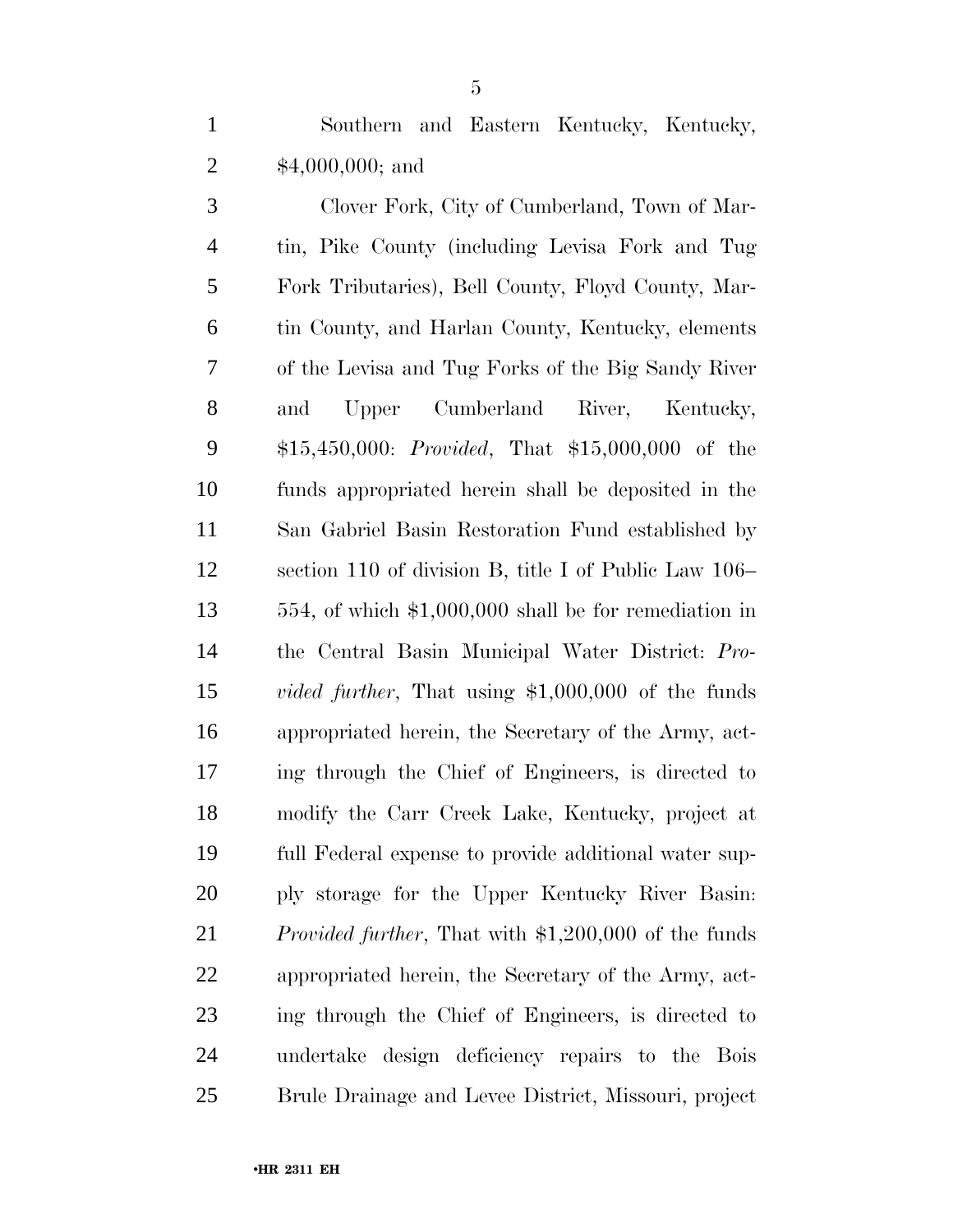Southern and Eastern Kentucky, Kentucky, $4,000,000; and

Clover Fork, City of Cumberland, Town of Martin, Pike County (including Levisa Fork and Tug Fork Tributaries), Bell County, Floyd County, Martin County, and Harlan County, Kentucky, elements of the Levisa and Tug Forks of the Big Sandy River and Upper Cumberland River, Kentucky, $15,450,000: *Provided*, That $15,000,000 of the funds appropriated herein shall be deposited in the San Gabriel Basin Restoration Fund established by section 110 of division B, title I of Public Law 106–554, of which $1,000,000 shall be for remediation in the Central Basin Municipal Water District: *Provided further*, That using $1,000,000 of the funds appropriated herein, the Secretary of the Army, acting through the Chief of Engineers, is directed to modify the Carr Creek Lake, Kentucky, project at full Federal expense to provide additional water supply storage for the Upper Kentucky River Basin: *Provided further*, That with $1,200,000 of the funds appropriated herein, the Secretary of the Army, acting through the Chief of Engineers, is directed to undertake design deficiency repairs to the Bois Brule Drainage and Levee District, Missouri, project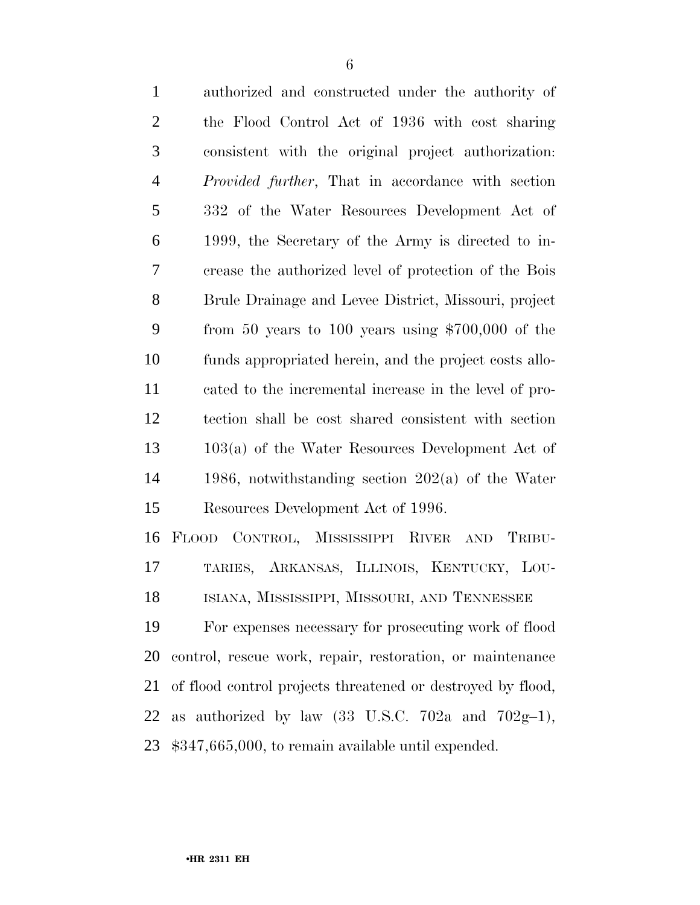authorized and constructed under the authority of the Flood Control Act of 1936 with cost sharing consistent with the original project authorization: *Provided further*, That in accordance with section 332 of the Water Resources Development Act of 1999, the Secretary of the Army is directed to increase the authorized level of protection of the Bois Brule Drainage and Levee District, Missouri, project from 50 years to 100 years using $700,000 of the funds appropriated herein, and the project costs allocated to the incremental increase in the level of protection shall be cost shared consistent with section 103(a) of the Water Resources Development Act of 1986, notwithstanding section 202(a) of the Water Resources Development Act of 1996.

FLOOD CONTROL, MISSISSIPPI RIVER AND TRIBUTARIES, ARKANSAS, ILLINOIS, KENTUCKY, LOUISIANA, MISSISSIPPI, MISSOURI, AND TENNESSEE

For expenses necessary for prosecuting work of flood control, rescue work, repair, restoration, or maintenance of flood control projects threatened or destroyed by flood, as authorized by law (33 U.S.C. 702a and 702g–1), $347,665,000, to remain available until expended.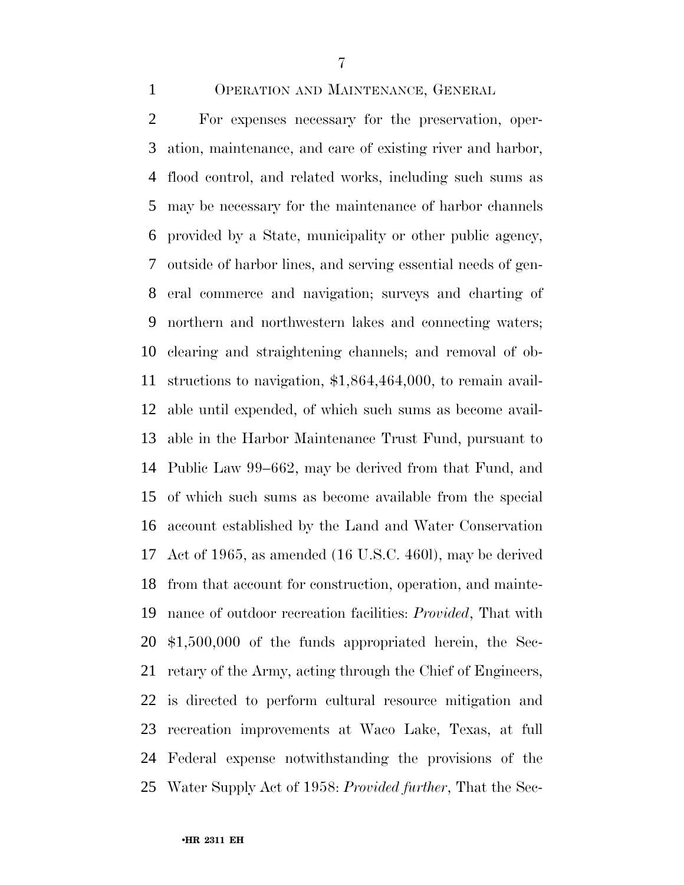### Operation and Maintenance, General

For expenses necessary for the preservation, operation, maintenance, and care of existing river and harbor, flood control, and related works, including such sums as may be necessary for the maintenance of harbor channels provided by a State, municipality or other public agency, outside of harbor lines, and serving essential needs of general commerce and navigation; surveys and charting of northern and northwestern lakes and connecting waters; clearing and straightening channels; and removal of obstructions to navigation, $1,864,464,000, to remain available until expended, of which such sums as become available in the Harbor Maintenance Trust Fund, pursuant to Public Law 99–662, may be derived from that Fund, and of which such sums as become available from the special account established by the Land and Water Conservation Act of 1965, as amended (16 U.S.C. 460l), may be derived from that account for construction, operation, and maintenance of outdoor recreation facilities: *Provided*, That with $1,500,000 of the funds appropriated herein, the Secretary of the Army, acting through the Chief of Engineers, is directed to perform cultural resource mitigation and recreation improvements at Waco Lake, Texas, at full Federal expense notwithstanding the provisions of the Water Supply Act of 1958: *Provided further*, That the Sec-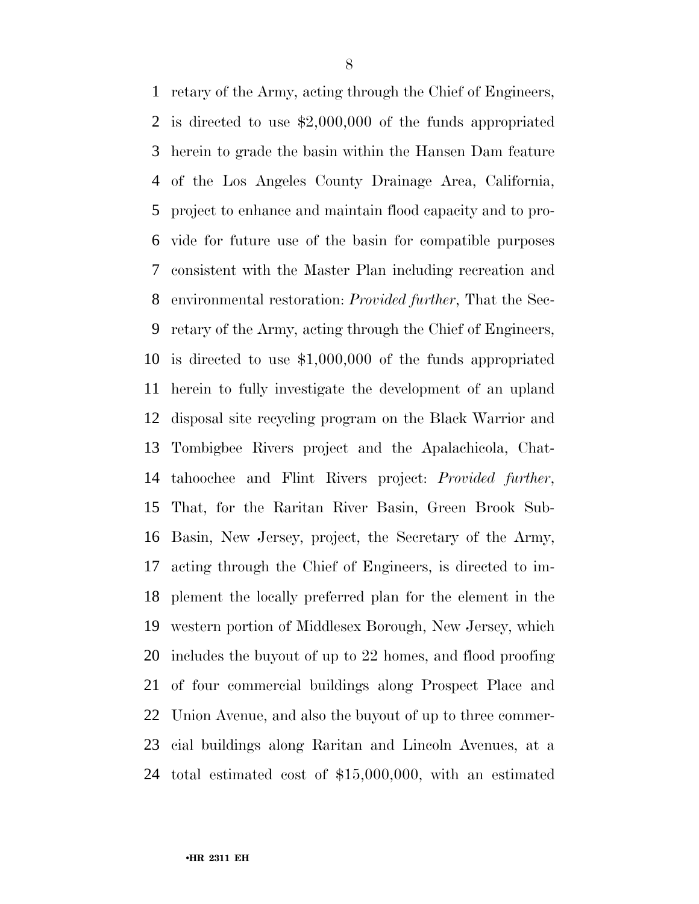retary of the Army, acting through the Chief of Engineers, is directed to use $2,000,000 of the funds appropriated herein to grade the basin within the Hansen Dam feature of the Los Angeles County Drainage Area, California, project to enhance and maintain flood capacity and to provide for future use of the basin for compatible purposes consistent with the Master Plan including recreation and environmental restoration: *Provided further*, That the Secretary of the Army, acting through the Chief of Engineers, is directed to use $1,000,000 of the funds appropriated herein to fully investigate the development of an upland disposal site recycling program on the Black Warrior and Tombigbee Rivers project and the Apalachicola, Chattahoochee and Flint Rivers project: *Provided further*, That, for the Raritan River Basin, Green Brook Sub-Basin, New Jersey, project, the Secretary of the Army, acting through the Chief of Engineers, is directed to implement the locally preferred plan for the element in the western portion of Middlesex Borough, New Jersey, which includes the buyout of up to 22 homes, and flood proofing of four commercial buildings along Prospect Place and Union Avenue, and also the buyout of up to three commercial buildings along Raritan and Lincoln Avenues, at a total estimated cost of $15,000,000, with an estimated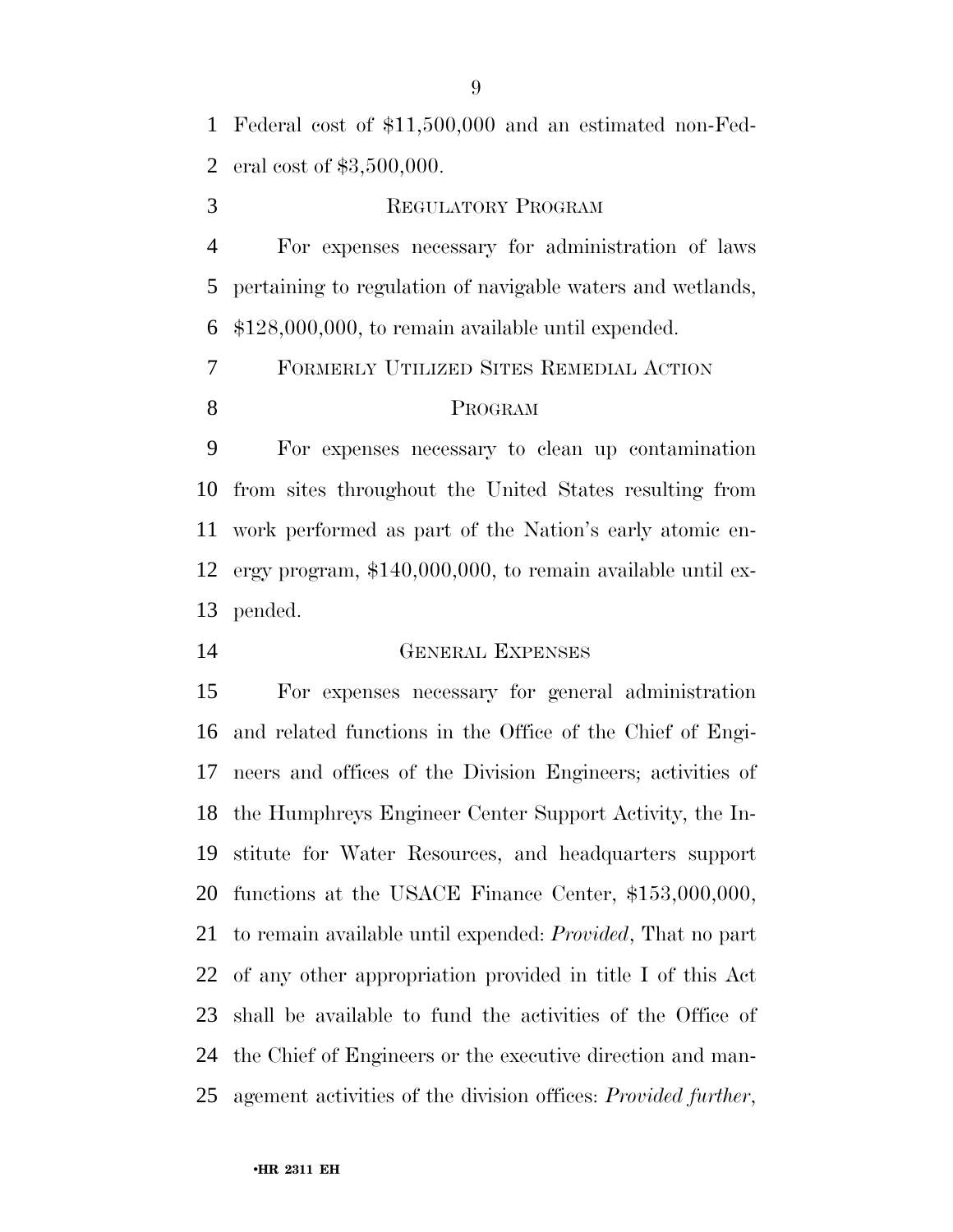Federal cost of $11,500,000 and an estimated non-Federal cost of $3,500,000.

REGULATORY PROGRAM

For expenses necessary for administration of laws pertaining to regulation of navigable waters and wetlands, $128,000,000, to remain available until expended.

FORMERLY UTILIZED SITES REMEDIAL ACTION PROGRAM

For expenses necessary to clean up contamination from sites throughout the United States resulting from work performed as part of the Nation's early atomic energy program, $140,000,000, to remain available until expended.

GENERAL EXPENSES

For expenses necessary for general administration and related functions in the Office of the Chief of Engineers and offices of the Division Engineers; activities of the Humphreys Engineer Center Support Activity, the Institute for Water Resources, and headquarters support functions at the USACE Finance Center, $153,000,000, to remain available until expended: *Provided*, That no part of any other appropriation provided in title I of this Act shall be available to fund the activities of the Office of the Chief of Engineers or the executive direction and management activities of the division offices: *Provided further*,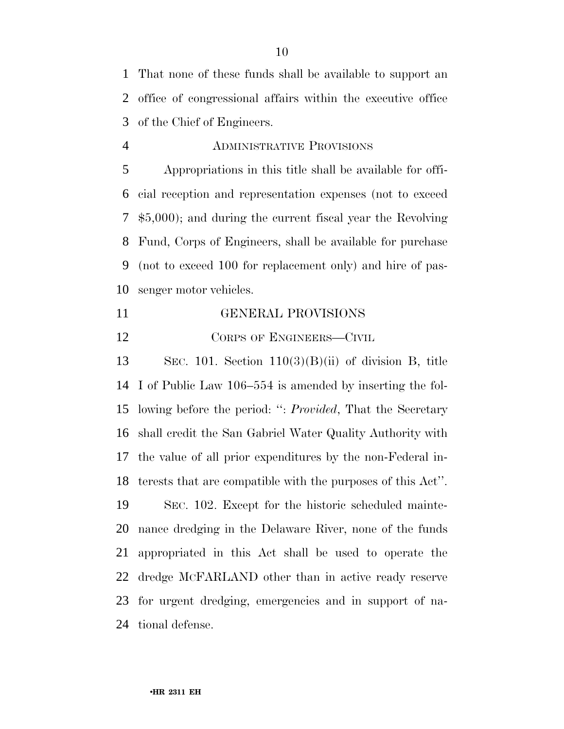That none of these funds shall be available to support an office of congressional affairs within the executive office of the Chief of Engineers.

### ADMINISTRATIVE PROVISIONS

Appropriations in this title shall be available for official reception and representation expenses (not to exceed $5,000); and during the current fiscal year the Revolving Fund, Corps of Engineers, shall be available for purchase (not to exceed 100 for replacement only) and hire of passenger motor vehicles.

## GENERAL PROVISIONS

### CORPS OF ENGINEERS—CIVIL

SEC. 101. Section 110(3)(B)(ii) of division B, title I of Public Law 106–554 is amended by inserting the following before the period: ": *Provided*, That the Secretary shall credit the San Gabriel Water Quality Authority with the value of all prior expenditures by the non-Federal interests that are compatible with the purposes of this Act".

SEC. 102. Except for the historic scheduled maintenance dredging in the Delaware River, none of the funds appropriated in this Act shall be used to operate the dredge MCFARLAND other than in active ready reserve for urgent dredging, emergencies and in support of national defense.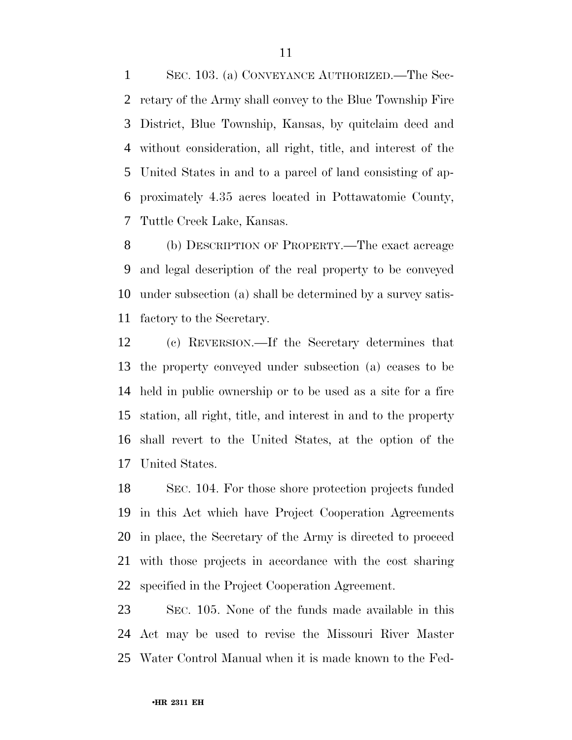SEC. 103. (a) CONVEYANCE AUTHORIZED.—The Secretary of the Army shall convey to the Blue Township Fire District, Blue Township, Kansas, by quitclaim deed and without consideration, all right, title, and interest of the United States in and to a parcel of land consisting of approximately 4.35 acres located in Pottawatomie County, Tuttle Creek Lake, Kansas.

(b) DESCRIPTION OF PROPERTY.—The exact acreage and legal description of the real property to be conveyed under subsection (a) shall be determined by a survey satisfactory to the Secretary.

(c) REVERSION.—If the Secretary determines that the property conveyed under subsection (a) ceases to be held in public ownership or to be used as a site for a fire station, all right, title, and interest in and to the property shall revert to the United States, at the option of the United States.

SEC. 104. For those shore protection projects funded in this Act which have Project Cooperation Agreements in place, the Secretary of the Army is directed to proceed with those projects in accordance with the cost sharing specified in the Project Cooperation Agreement.

SEC. 105. None of the funds made available in this Act may be used to revise the Missouri River Master Water Control Manual when it is made known to the Fed-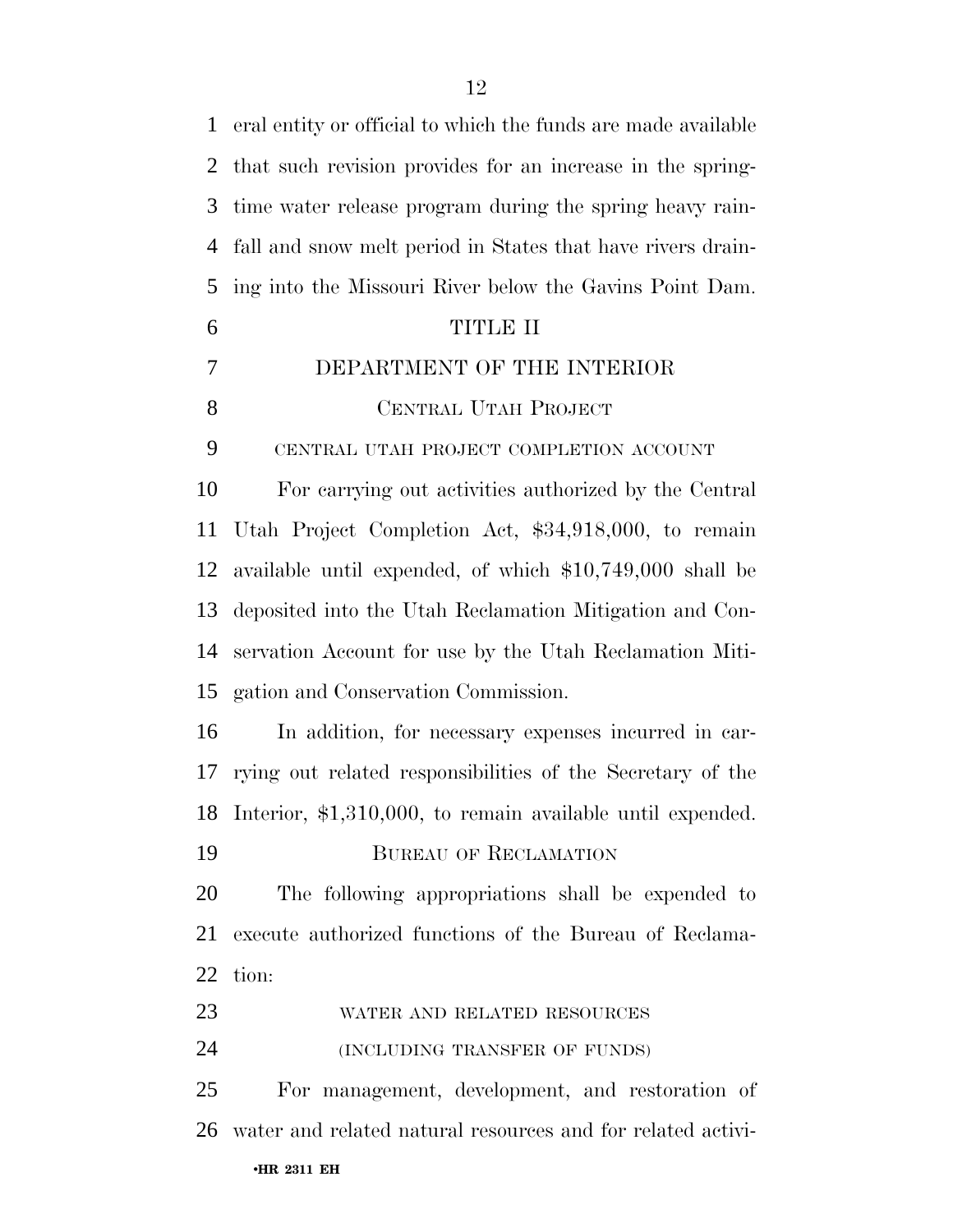eral entity or official to which the funds are made available that such revision provides for an increase in the springtime water release program during the spring heavy rainfall and snow melt period in States that have rivers draining into the Missouri River below the Gavins Point Dam.

# TITLE II

## DEPARTMENT OF THE INTERIOR

### CENTRAL UTAH PROJECT

#### CENTRAL UTAH PROJECT COMPLETION ACCOUNT

For carrying out activities authorized by the Central Utah Project Completion Act, $34,918,000, to remain available until expended, of which $10,749,000 shall be deposited into the Utah Reclamation Mitigation and Conservation Account for use by the Utah Reclamation Mitigation and Conservation Commission.

In addition, for necessary expenses incurred in carrying out related responsibilities of the Secretary of the Interior, $1,310,000, to remain available until expended.

### BUREAU OF RECLAMATION

The following appropriations shall be expended to execute authorized functions of the Bureau of Reclamation:

#### WATER AND RELATED RESOURCES

#### (INCLUDING TRANSFER OF FUNDS)

For management, development, and restoration of water and related natural resources and for related activi-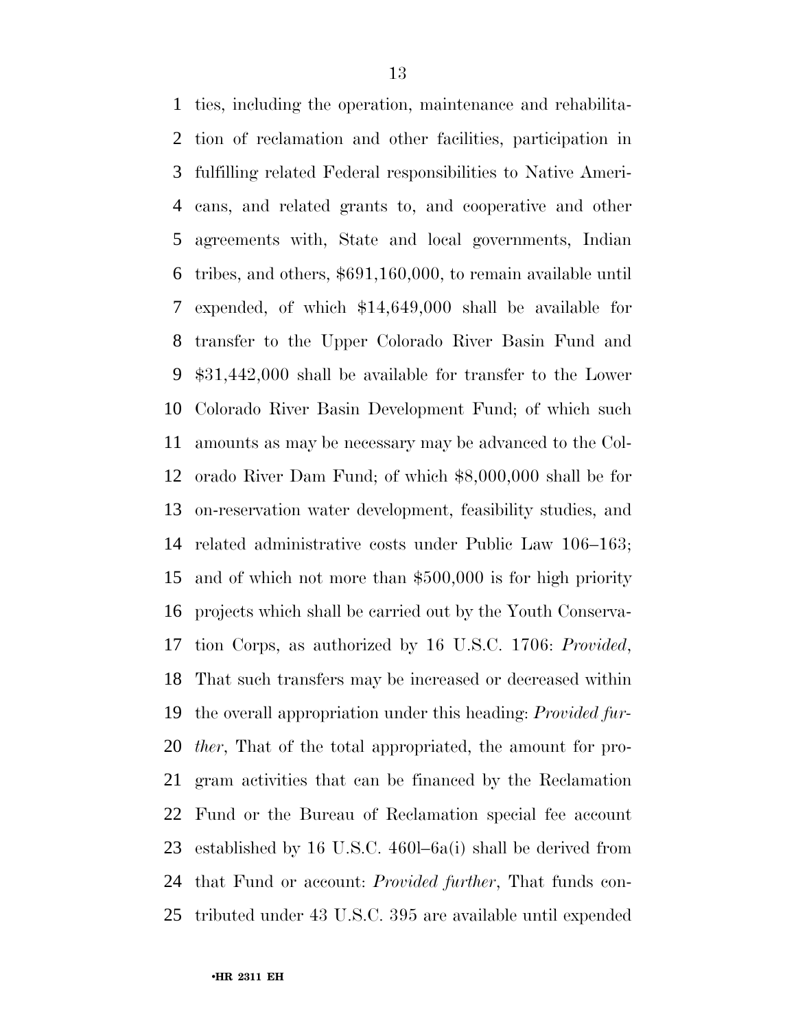ties, including the operation, maintenance and rehabilitation of reclamation and other facilities, participation in fulfilling related Federal responsibilities to Native Americans, and related grants to, and cooperative and other agreements with, State and local governments, Indian tribes, and others, $691,160,000, to remain available until expended, of which $14,649,000 shall be available for transfer to the Upper Colorado River Basin Fund and $31,442,000 shall be available for transfer to the Lower Colorado River Basin Development Fund; of which such amounts as may be necessary may be advanced to the Colorado River Dam Fund; of which $8,000,000 shall be for on-reservation water development, feasibility studies, and related administrative costs under Public Law 106–163; and of which not more than $500,000 is for high priority projects which shall be carried out by the Youth Conservation Corps, as authorized by 16 U.S.C. 1706: *Provided*, That such transfers may be increased or decreased within the overall appropriation under this heading: *Provided further*, That of the total appropriated, the amount for program activities that can be financed by the Reclamation Fund or the Bureau of Reclamation special fee account established by 16 U.S.C. 460l–6a(i) shall be derived from that Fund or account: *Provided further*, That funds contributed under 43 U.S.C. 395 are available until expended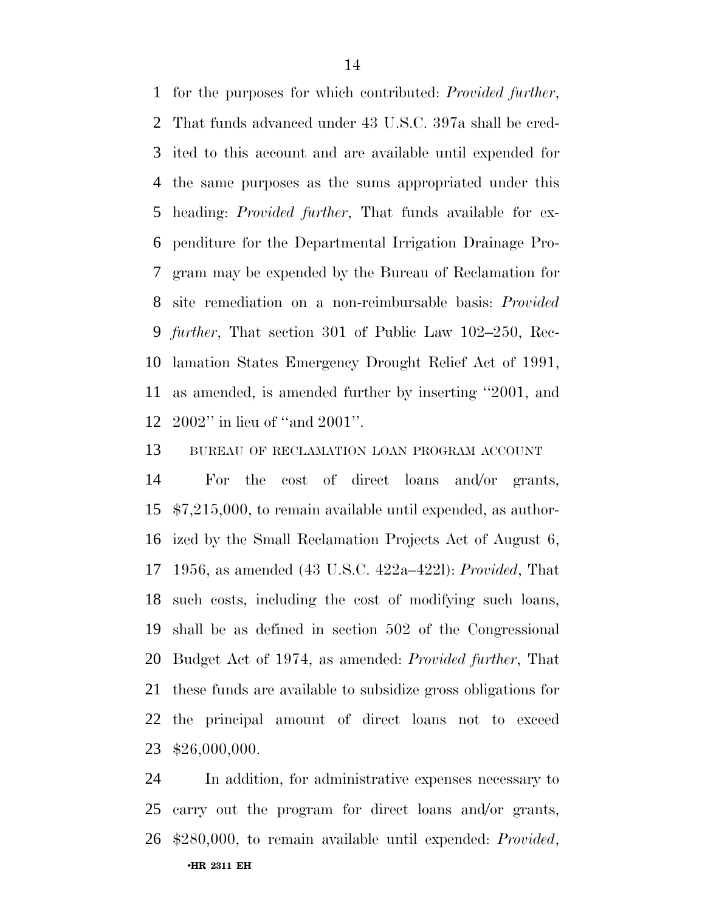for the purposes for which contributed: *Provided further*, That funds advanced under 43 U.S.C. 397a shall be credited to this account and are available until expended for the same purposes as the sums appropriated under this heading: *Provided further*, That funds available for expenditure for the Departmental Irrigation Drainage Program may be expended by the Bureau of Reclamation for site remediation on a non-reimbursable basis: *Provided further*, That section 301 of Public Law 102–250, Reclamation States Emergency Drought Relief Act of 1991, as amended, is amended further by inserting ''2001, and 2002'' in lieu of ''and 2001''.

BUREAU OF RECLAMATION LOAN PROGRAM ACCOUNT

For the cost of direct loans and/or grants, $7,215,000, to remain available until expended, as authorized by the Small Reclamation Projects Act of August 6, 1956, as amended (43 U.S.C. 422a–422l): *Provided*, That such costs, including the cost of modifying such loans, shall be as defined in section 502 of the Congressional Budget Act of 1974, as amended: *Provided further*, That these funds are available to subsidize gross obligations for the principal amount of direct loans not to exceed $26,000,000.

In addition, for administrative expenses necessary to carry out the program for direct loans and/or grants, $280,000, to remain available until expended: *Provided*,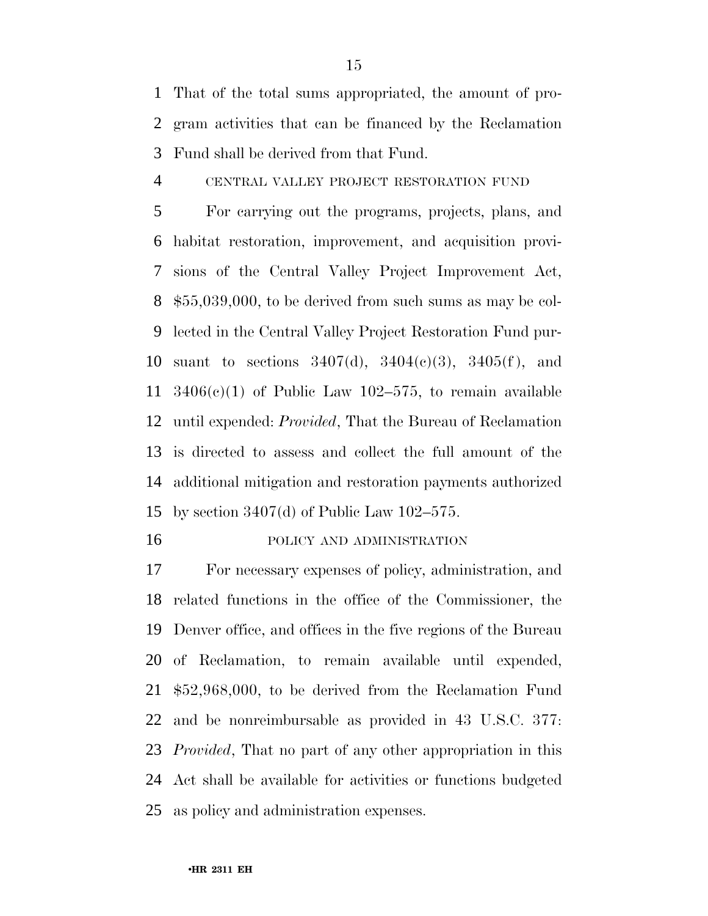That of the total sums appropriated, the amount of program activities that can be financed by the Reclamation Fund shall be derived from that Fund.

CENTRAL VALLEY PROJECT RESTORATION FUND

For carrying out the programs, projects, plans, and habitat restoration, improvement, and acquisition provisions of the Central Valley Project Improvement Act, $55,039,000, to be derived from such sums as may be collected in the Central Valley Project Restoration Fund pursuant to sections 3407(d), 3404(c)(3), 3405(f), and 3406(c)(1) of Public Law 102–575, to remain available until expended: *Provided*, That the Bureau of Reclamation is directed to assess and collect the full amount of the additional mitigation and restoration payments authorized by section 3407(d) of Public Law 102–575.

POLICY AND ADMINISTRATION

For necessary expenses of policy, administration, and related functions in the office of the Commissioner, the Denver office, and offices in the five regions of the Bureau of Reclamation, to remain available until expended, $52,968,000, to be derived from the Reclamation Fund and be nonreimbursable as provided in 43 U.S.C. 377: *Provided*, That no part of any other appropriation in this Act shall be available for activities or functions budgeted as policy and administration expenses.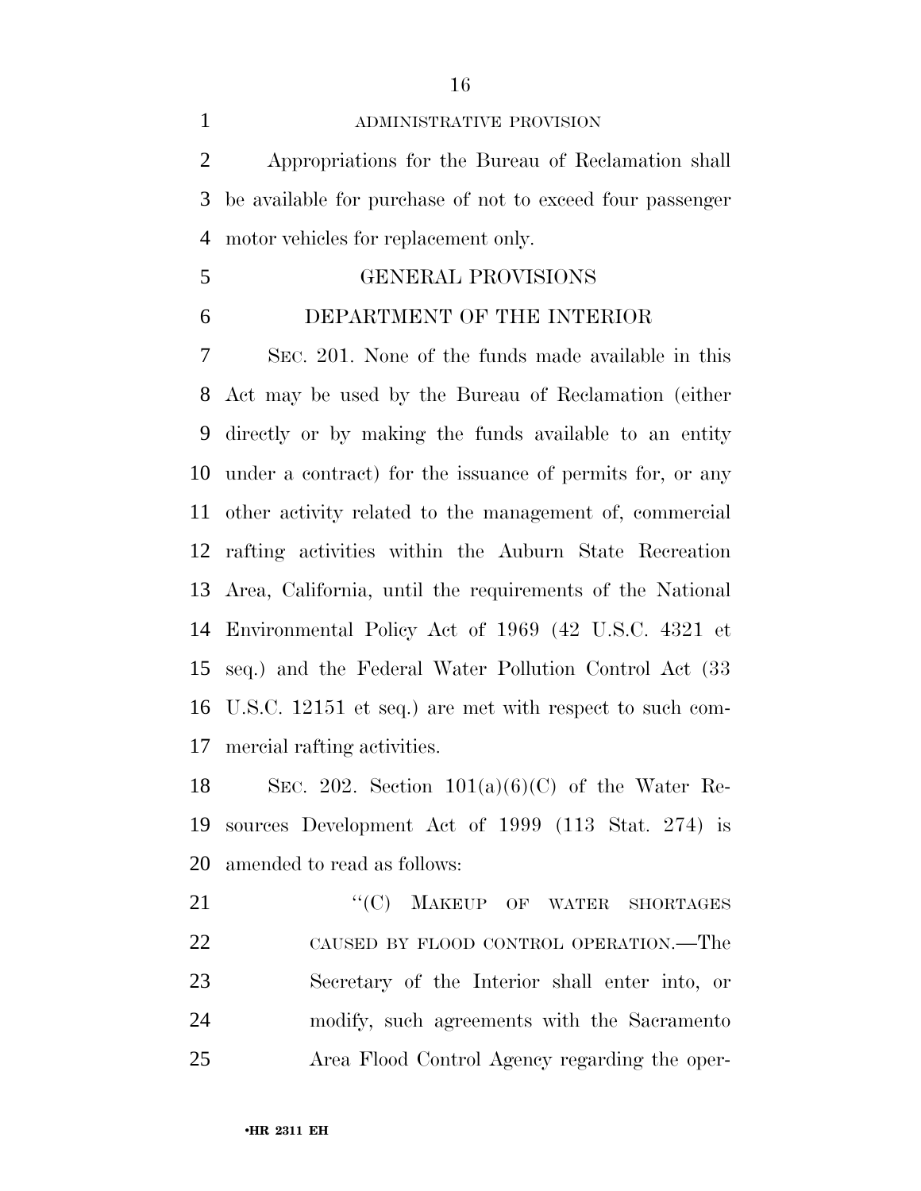ADMINISTRATIVE PROVISION

Appropriations for the Bureau of Reclamation shall be available for purchase of not to exceed four passenger motor vehicles for replacement only.

## GENERAL PROVISIONS

## DEPARTMENT OF THE INTERIOR

SEC. 201. None of the funds made available in this Act may be used by the Bureau of Reclamation (either directly or by making the funds available to an entity under a contract) for the issuance of permits for, or any other activity related to the management of, commercial rafting activities within the Auburn State Recreation Area, California, until the requirements of the National Environmental Policy Act of 1969 (42 U.S.C. 4321 et seq.) and the Federal Water Pollution Control Act (33 U.S.C. 12151 et seq.) are met with respect to such commercial rafting activities.

SEC. 202. Section 101(a)(6)(C) of the Water Resources Development Act of 1999 (113 Stat. 274) is amended to read as follows:

"(C) MAKEUP OF WATER SHORTAGES CAUSED BY FLOOD CONTROL OPERATION.—The Secretary of the Interior shall enter into, or modify, such agreements with the Sacramento Area Flood Control Agency regarding the oper-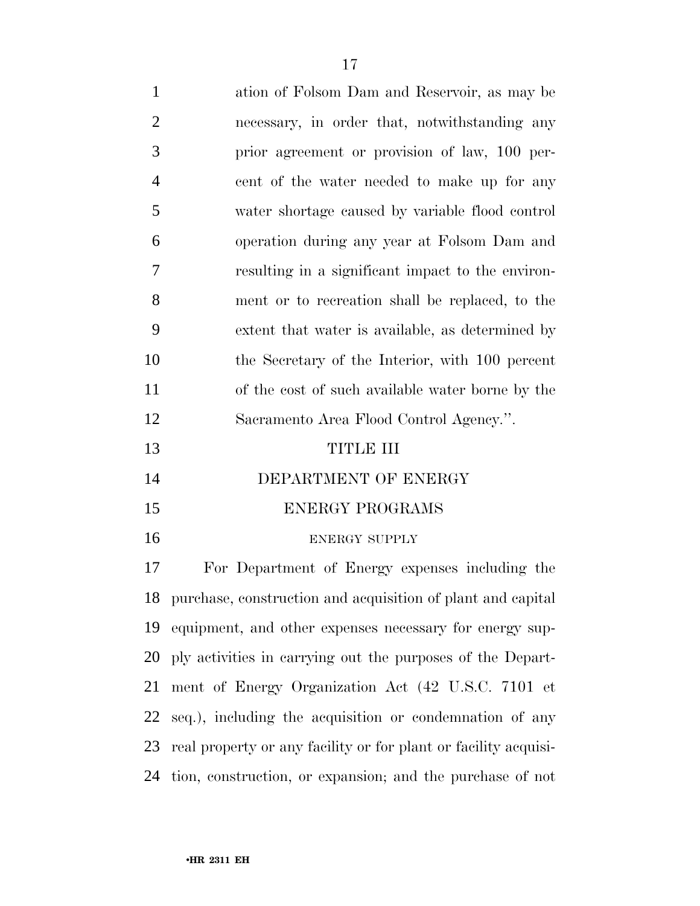ation of Folsom Dam and Reservoir, as may be necessary, in order that, notwithstanding any prior agreement or provision of law, 100 percent of the water needed to make up for any water shortage caused by variable flood control operation during any year at Folsom Dam and resulting in a significant impact to the environment or to recreation shall be replaced, to the extent that water is available, as determined by the Secretary of the Interior, with 100 percent of the cost of such available water borne by the Sacramento Area Flood Control Agency.''.

# TITLE III

# DEPARTMENT OF ENERGY

## ENERGY PROGRAMS

### ENERGY SUPPLY

For Department of Energy expenses including the purchase, construction and acquisition of plant and capital equipment, and other expenses necessary for energy supply activities in carrying out the purposes of the Department of Energy Organization Act (42 U.S.C. 7101 et seq.), including the acquisition or condemnation of any real property or any facility or for plant or facility acquisition, construction, or expansion; and the purchase of not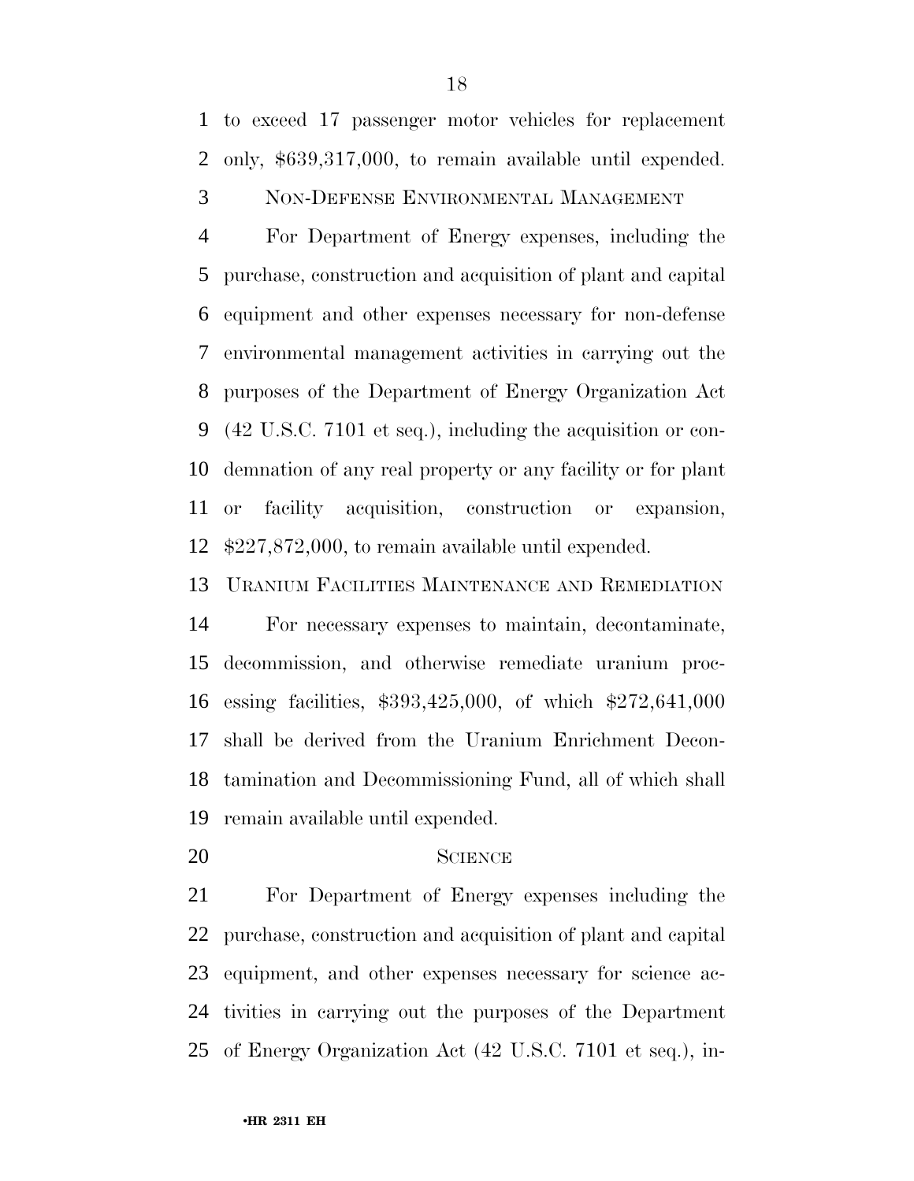to exceed 17 passenger motor vehicles for replacement only, $639,317,000, to remain available until expended.

NON-DEFENSE ENVIRONMENTAL MANAGEMENT

For Department of Energy expenses, including the purchase, construction and acquisition of plant and capital equipment and other expenses necessary for non-defense environmental management activities in carrying out the purposes of the Department of Energy Organization Act (42 U.S.C. 7101 et seq.), including the acquisition or condemnation of any real property or any facility or for plant or facility acquisition, construction or expansion, $227,872,000, to remain available until expended.

URANIUM FACILITIES MAINTENANCE AND REMEDIATION

For necessary expenses to maintain, decontaminate, decommission, and otherwise remediate uranium processing facilities, $393,425,000, of which $272,641,000 shall be derived from the Uranium Enrichment Decontamination and Decommissioning Fund, all of which shall remain available until expended.

SCIENCE

For Department of Energy expenses including the purchase, construction and acquisition of plant and capital equipment, and other expenses necessary for science activities in carrying out the purposes of the Department of Energy Organization Act (42 U.S.C. 7101 et seq.), in-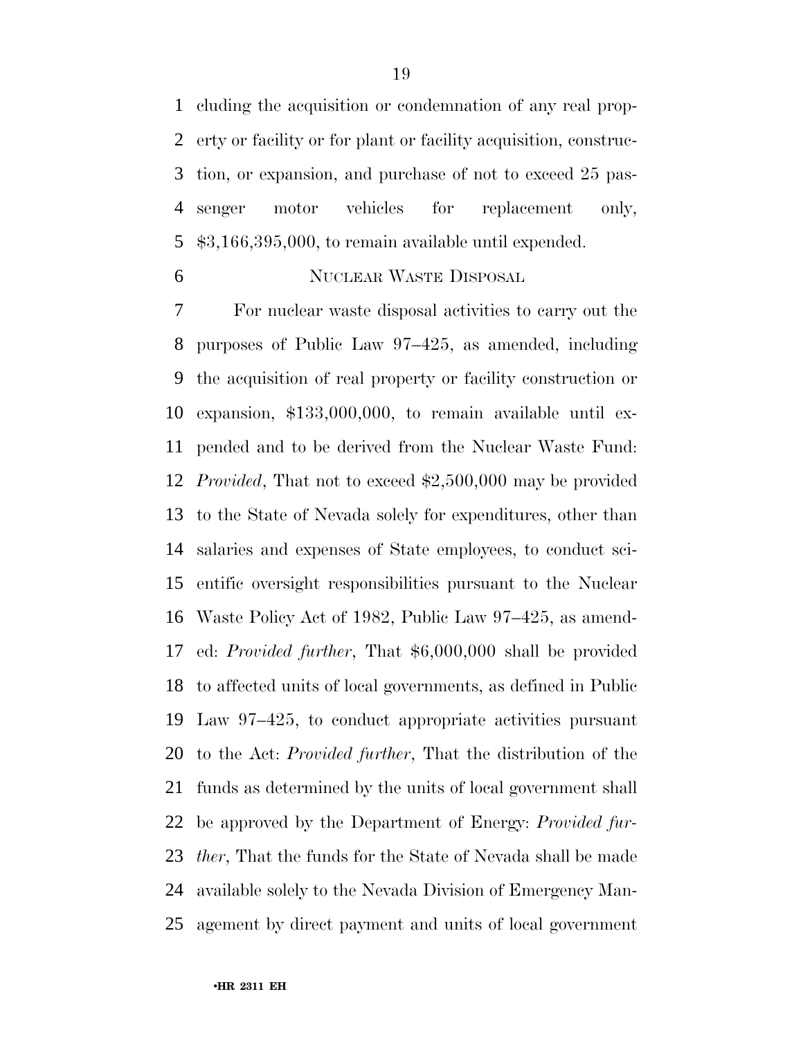cluding the acquisition or condemnation of any real property or facility or for plant or facility acquisition, construction, or expansion, and purchase of not to exceed 25 passenger motor vehicles for replacement only, $3,166,395,000, to remain available until expended.

NUCLEAR WASTE DISPOSAL

For nuclear waste disposal activities to carry out the purposes of Public Law 97–425, as amended, including the acquisition of real property or facility construction or expansion, $133,000,000, to remain available until expended and to be derived from the Nuclear Waste Fund: *Provided*, That not to exceed $2,500,000 may be provided to the State of Nevada solely for expenditures, other than salaries and expenses of State employees, to conduct scientific oversight responsibilities pursuant to the Nuclear Waste Policy Act of 1982, Public Law 97–425, as amended: *Provided further*, That $6,000,000 shall be provided to affected units of local governments, as defined in Public Law 97–425, to conduct appropriate activities pursuant to the Act: *Provided further*, That the distribution of the funds as determined by the units of local government shall be approved by the Department of Energy: *Provided further*, That the funds for the State of Nevada shall be made available solely to the Nevada Division of Emergency Management by direct payment and units of local government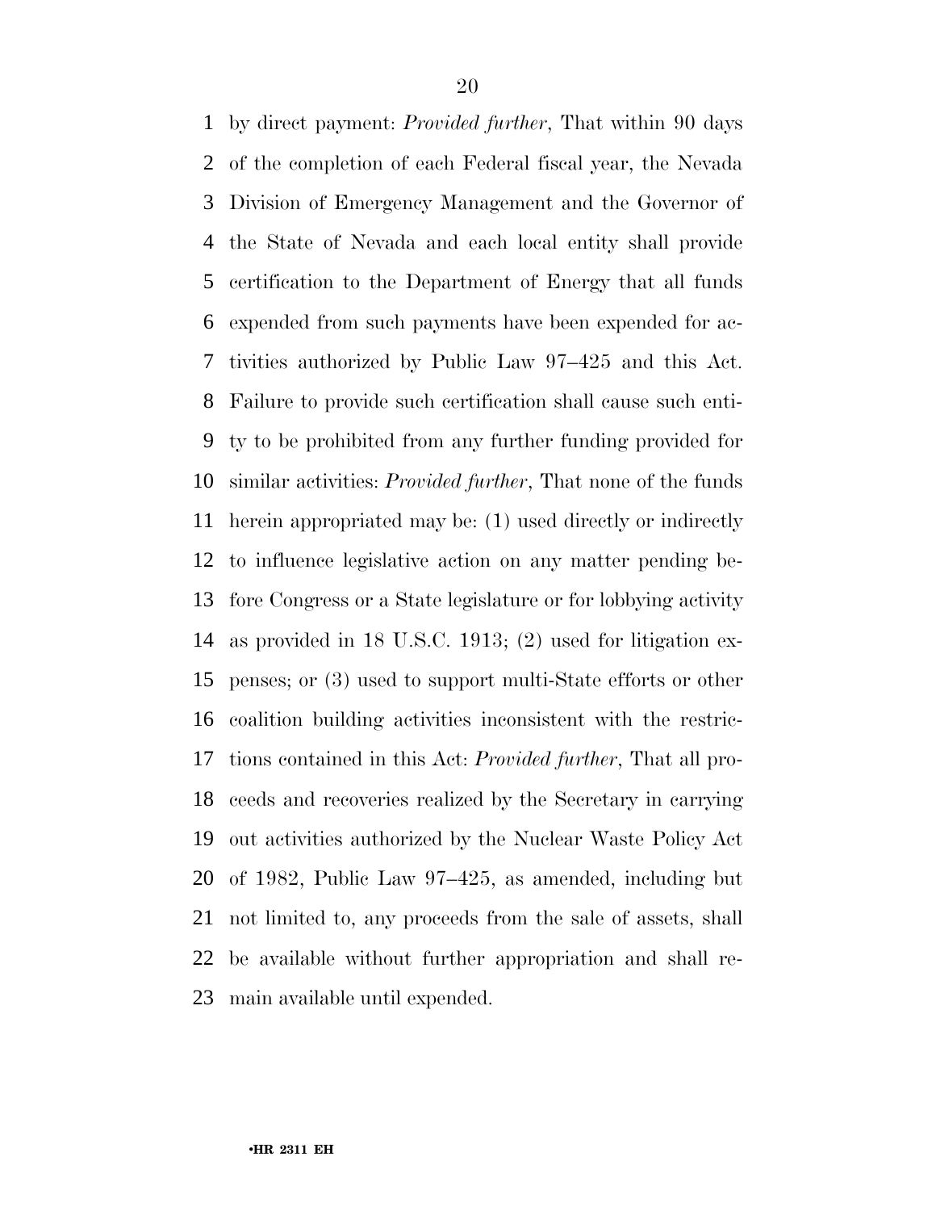by direct payment: *Provided further*, That within 90 days of the completion of each Federal fiscal year, the Nevada Division of Emergency Management and the Governor of the State of Nevada and each local entity shall provide certification to the Department of Energy that all funds expended from such payments have been expended for activities authorized by Public Law 97–425 and this Act. Failure to provide such certification shall cause such entity to be prohibited from any further funding provided for similar activities: *Provided further*, That none of the funds herein appropriated may be: (1) used directly or indirectly to influence legislative action on any matter pending before Congress or a State legislature or for lobbying activity as provided in 18 U.S.C. 1913; (2) used for litigation expenses; or (3) used to support multi-State efforts or other coalition building activities inconsistent with the restrictions contained in this Act: *Provided further*, That all proceeds and recoveries realized by the Secretary in carrying out activities authorized by the Nuclear Waste Policy Act of 1982, Public Law 97–425, as amended, including but not limited to, any proceeds from the sale of assets, shall be available without further appropriation and shall remain available until expended.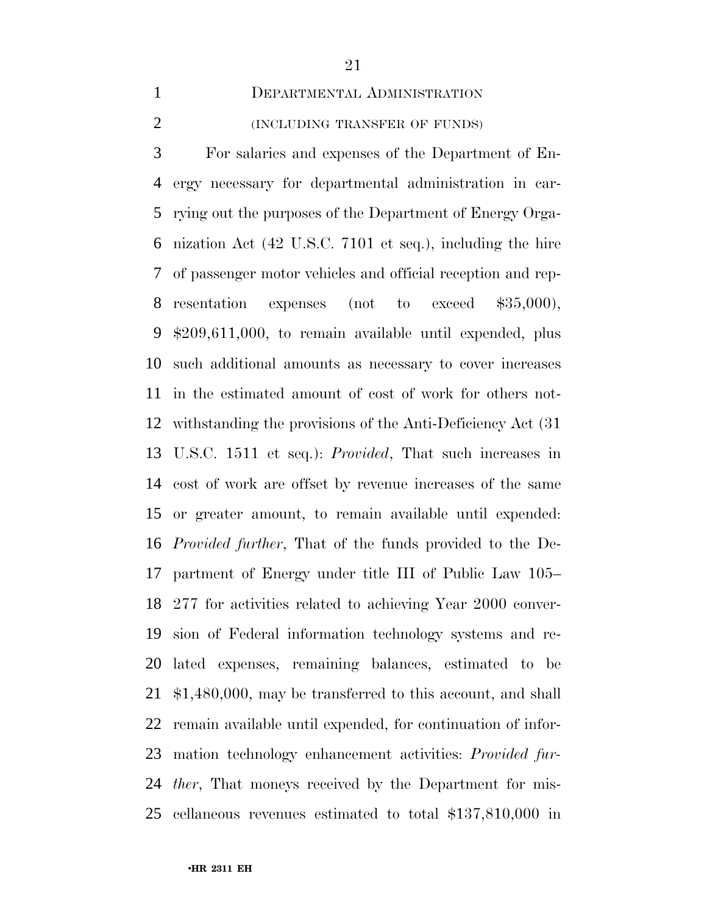## DEPARTMENTAL ADMINISTRATION

(INCLUDING TRANSFER OF FUNDS)

For salaries and expenses of the Department of Energy necessary for departmental administration in carrying out the purposes of the Department of Energy Organization Act (42 U.S.C. 7101 et seq.), including the hire of passenger motor vehicles and official reception and representation expenses (not to exceed $35,000), $209,611,000, to remain available until expended, plus such additional amounts as necessary to cover increases in the estimated amount of cost of work for others notwithstanding the provisions of the Anti-Deficiency Act (31 U.S.C. 1511 et seq.): *Provided*, That such increases in cost of work are offset by revenue increases of the same or greater amount, to remain available until expended: *Provided further*, That of the funds provided to the Department of Energy under title III of Public Law 105–277 for activities related to achieving Year 2000 conversion of Federal information technology systems and related expenses, remaining balances, estimated to be $1,480,000, may be transferred to this account, and shall remain available until expended, for continuation of information technology enhancement activities: *Provided further*, That moneys received by the Department for miscellaneous revenues estimated to total $137,810,000 in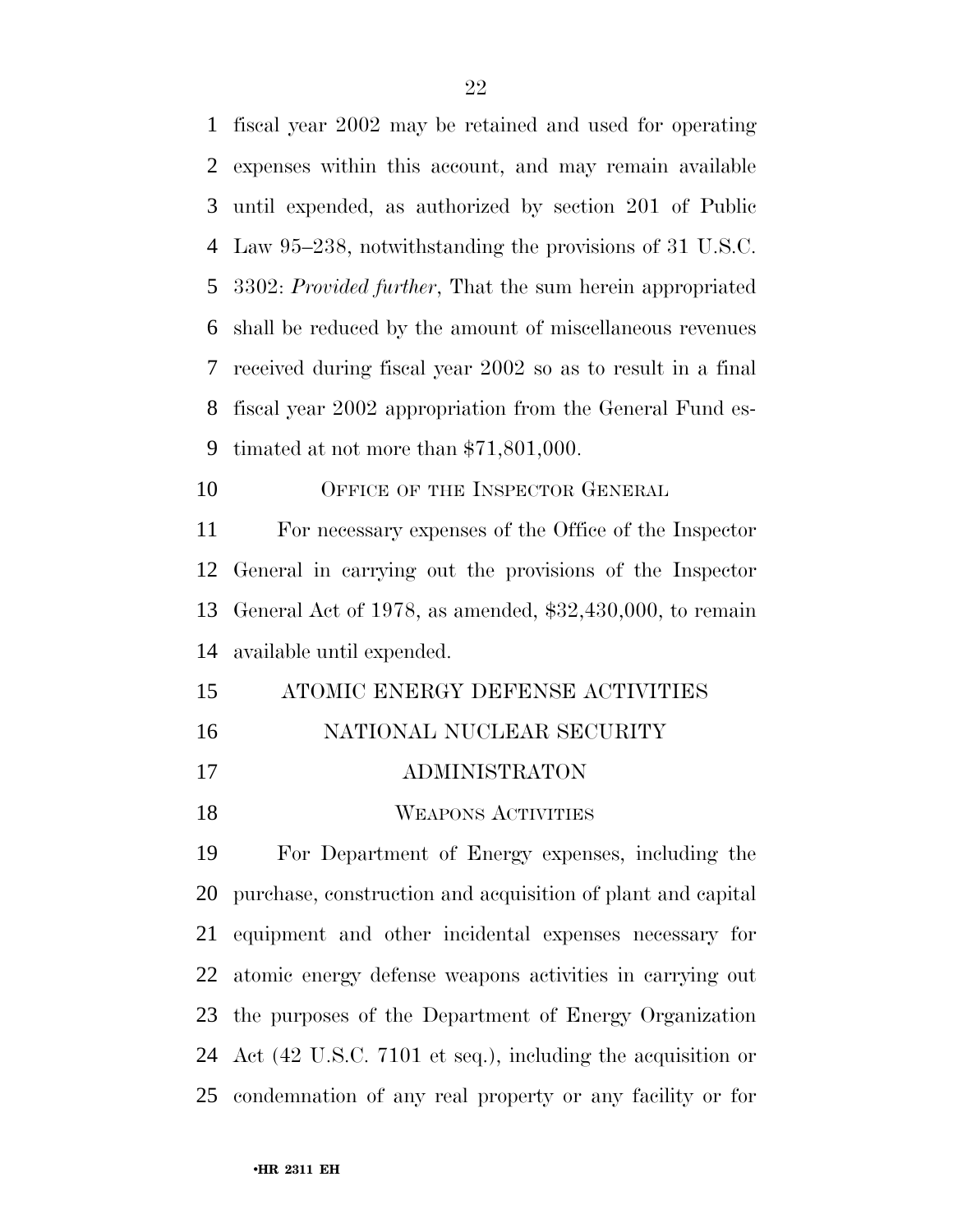fiscal year 2002 may be retained and used for operating expenses within this account, and may remain available until expended, as authorized by section 201 of Public Law 95–238, notwithstanding the provisions of 31 U.S.C. 3302: *Provided further*, That the sum herein appropriated shall be reduced by the amount of miscellaneous revenues received during fiscal year 2002 so as to result in a final fiscal year 2002 appropriation from the General Fund estimated at not more than $71,801,000.

OFFICE OF THE INSPECTOR GENERAL

For necessary expenses of the Office of the Inspector General in carrying out the provisions of the Inspector General Act of 1978, as amended, $32,430,000, to remain available until expended.

ATOMIC ENERGY DEFENSE ACTIVITIES

NATIONAL NUCLEAR SECURITY ADMINISTRATON

WEAPONS ACTIVITIES

For Department of Energy expenses, including the purchase, construction and acquisition of plant and capital equipment and other incidental expenses necessary for atomic energy defense weapons activities in carrying out the purposes of the Department of Energy Organization Act (42 U.S.C. 7101 et seq.), including the acquisition or condemnation of any real property or any facility or for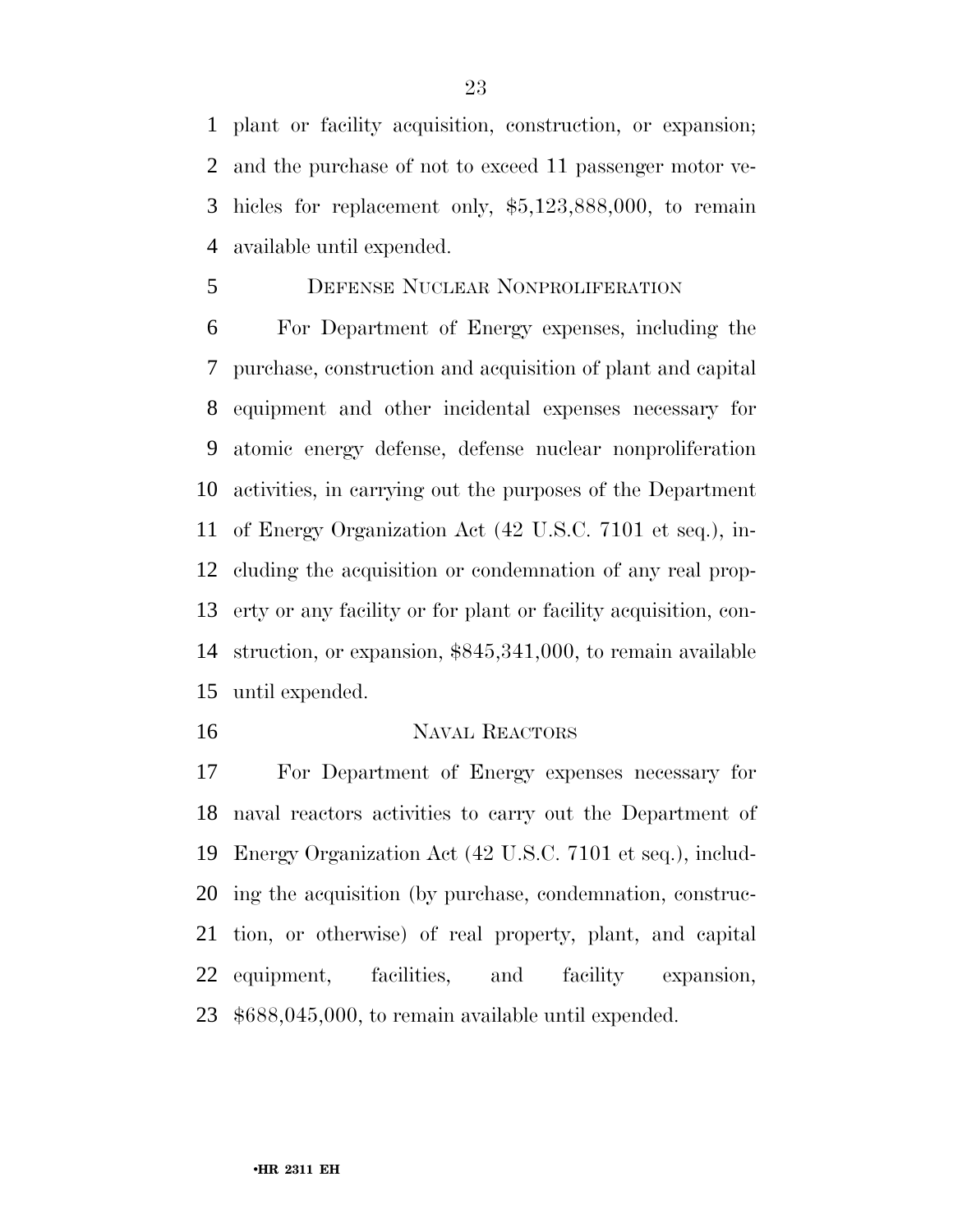plant or facility acquisition, construction, or expansion; and the purchase of not to exceed 11 passenger motor vehicles for replacement only, $5,123,888,000, to remain available until expended.

DEFENSE NUCLEAR NONPROLIFERATION

For Department of Energy expenses, including the purchase, construction and acquisition of plant and capital equipment and other incidental expenses necessary for atomic energy defense, defense nuclear nonproliferation activities, in carrying out the purposes of the Department of Energy Organization Act (42 U.S.C. 7101 et seq.), including the acquisition or condemnation of any real property or any facility or for plant or facility acquisition, construction, or expansion, $845,341,000, to remain available until expended.

NAVAL REACTORS

For Department of Energy expenses necessary for naval reactors activities to carry out the Department of Energy Organization Act (42 U.S.C. 7101 et seq.), including the acquisition (by purchase, condemnation, construction, or otherwise) of real property, plant, and capital equipment, facilities, and facility expansion, $688,045,000, to remain available until expended.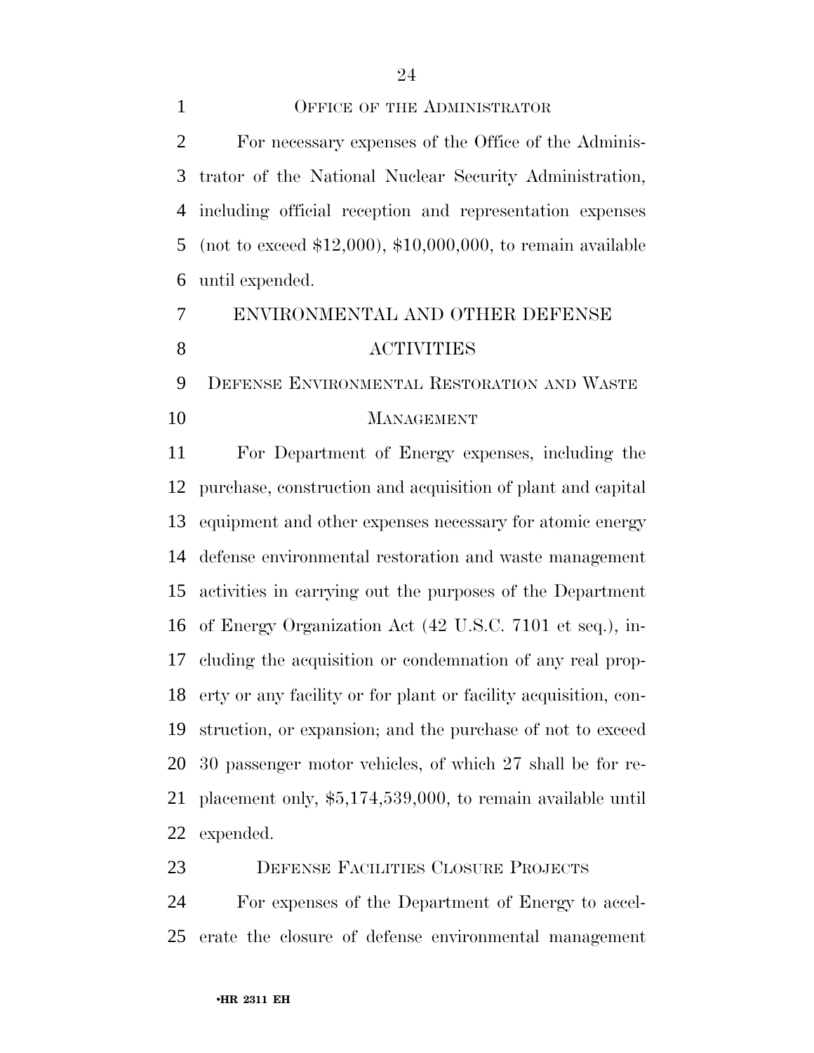### OFFICE OF THE ADMINISTRATOR

For necessary expenses of the Office of the Administrator of the National Nuclear Security Administration, including official reception and representation expenses (not to exceed $12,000), $10,000,000, to remain available until expended.

## ENVIRONMENTAL AND OTHER DEFENSE ACTIVITIES

### DEFENSE ENVIRONMENTAL RESTORATION AND WASTE MANAGEMENT

For Department of Energy expenses, including the purchase, construction and acquisition of plant and capital equipment and other expenses necessary for atomic energy defense environmental restoration and waste management activities in carrying out the purposes of the Department of Energy Organization Act (42 U.S.C. 7101 et seq.), including the acquisition or condemnation of any real property or any facility or for plant or facility acquisition, construction, or expansion; and the purchase of not to exceed 30 passenger motor vehicles, of which 27 shall be for replacement only, $5,174,539,000, to remain available until expended.

### DEFENSE FACILITIES CLOSURE PROJECTS

For expenses of the Department of Energy to accelerate the closure of defense environmental management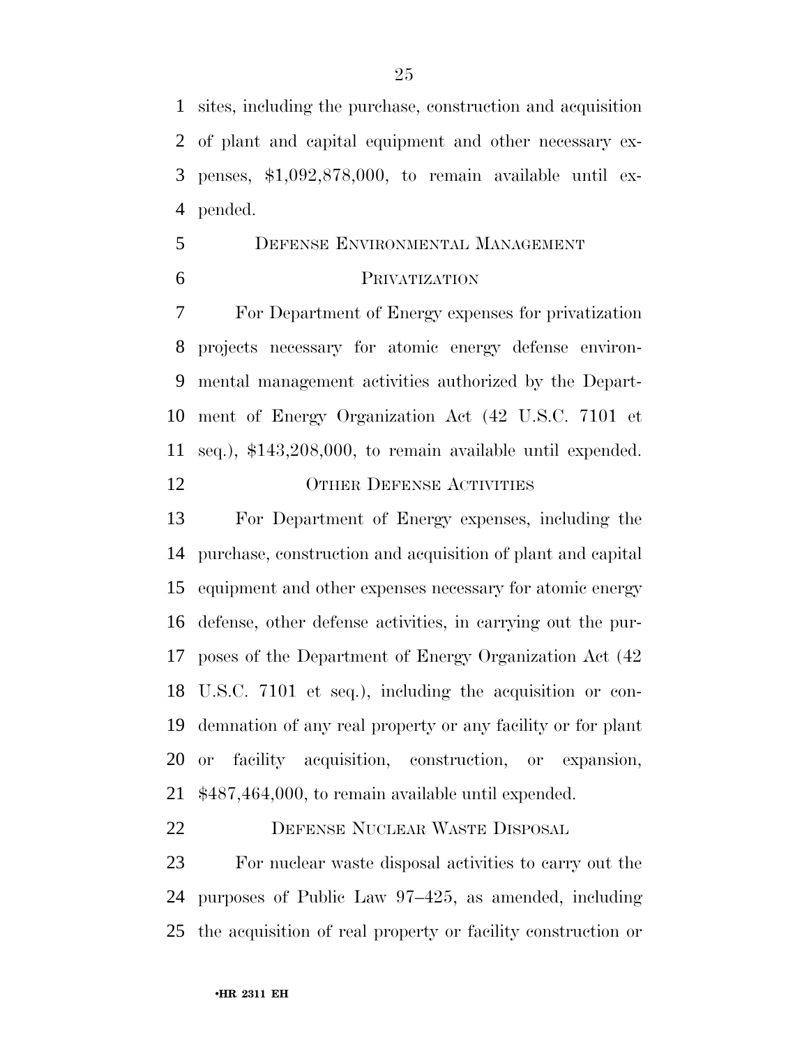sites, including the purchase, construction and acquisition of plant and capital equipment and other necessary expenses, $1,092,878,000, to remain available until expended.

DEFENSE ENVIRONMENTAL MANAGEMENT PRIVATIZATION

For Department of Energy expenses for privatization projects necessary for atomic energy defense environmental management activities authorized by the Department of Energy Organization Act (42 U.S.C. 7101 et seq.), $143,208,000, to remain available until expended.

OTHER DEFENSE ACTIVITIES

For Department of Energy expenses, including the purchase, construction and acquisition of plant and capital equipment and other expenses necessary for atomic energy defense, other defense activities, in carrying out the purposes of the Department of Energy Organization Act (42 U.S.C. 7101 et seq.), including the acquisition or condemnation of any real property or any facility or for plant or facility acquisition, construction, or expansion, $487,464,000, to remain available until expended.

DEFENSE NUCLEAR WASTE DISPOSAL

For nuclear waste disposal activities to carry out the purposes of Public Law 97–425, as amended, including the acquisition of real property or facility construction or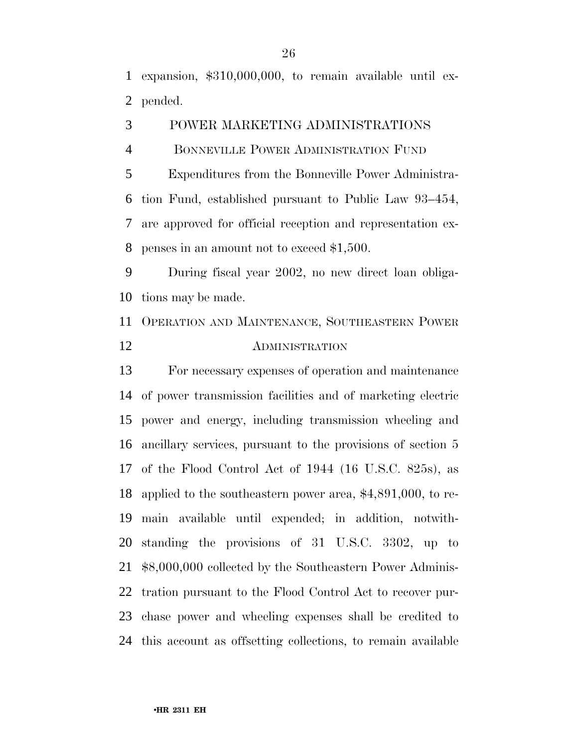expansion, $310,000,000, to remain available until expended.

## POWER MARKETING ADMINISTRATIONS

### BONNEVILLE POWER ADMINISTRATION FUND

Expenditures from the Bonneville Power Administration Fund, established pursuant to Public Law 93–454, are approved for official reception and representation expenses in an amount not to exceed $1,500.

During fiscal year 2002, no new direct loan obligations may be made.

### OPERATION AND MAINTENANCE, SOUTHEASTERN POWER ADMINISTRATION

For necessary expenses of operation and maintenance of power transmission facilities and of marketing electric power and energy, including transmission wheeling and ancillary services, pursuant to the provisions of section 5 of the Flood Control Act of 1944 (16 U.S.C. 825s), as applied to the southeastern power area, $4,891,000, to remain available until expended; in addition, notwithstanding the provisions of 31 U.S.C. 3302, up to $8,000,000 collected by the Southeastern Power Administration pursuant to the Flood Control Act to recover purchase power and wheeling expenses shall be credited to this account as offsetting collections, to remain available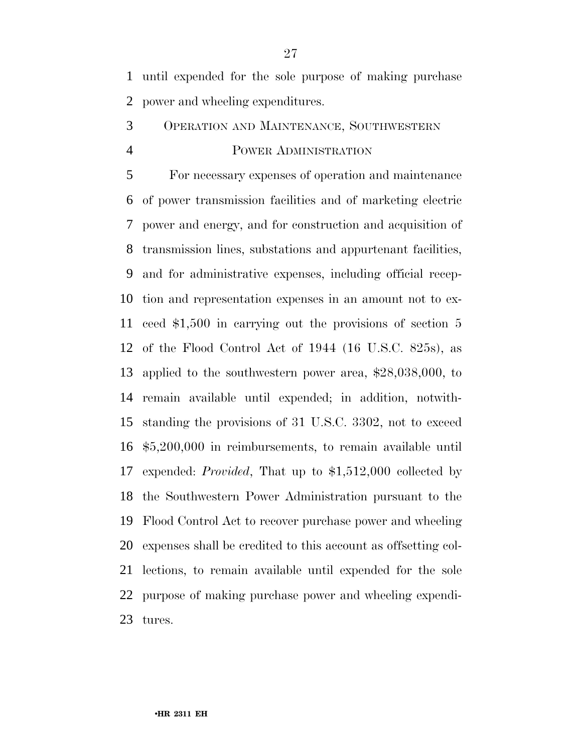until expended for the sole purpose of making purchase power and wheeling expenditures.

OPERATION AND MAINTENANCE, SOUTHWESTERN POWER ADMINISTRATION

For necessary expenses of operation and maintenance of power transmission facilities and of marketing electric power and energy, and for construction and acquisition of transmission lines, substations and appurtenant facilities, and for administrative expenses, including official reception and representation expenses in an amount not to exceed $1,500 in carrying out the provisions of section 5 of the Flood Control Act of 1944 (16 U.S.C. 825s), as applied to the southwestern power area, $28,038,000, to remain available until expended; in addition, notwithstanding the provisions of 31 U.S.C. 3302, not to exceed $5,200,000 in reimbursements, to remain available until expended: *Provided*, That up to $1,512,000 collected by the Southwestern Power Administration pursuant to the Flood Control Act to recover purchase power and wheeling expenses shall be credited to this account as offsetting collections, to remain available until expended for the sole purpose of making purchase power and wheeling expenditures.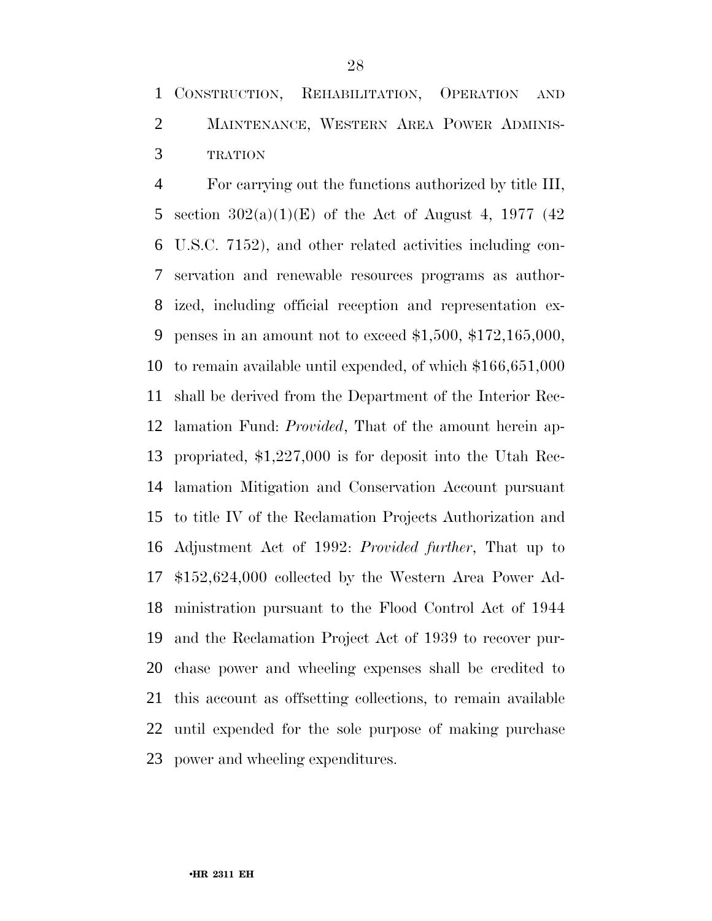CONSTRUCTION, REHABILITATION, OPERATION AND MAINTENANCE, WESTERN AREA POWER ADMINISTRATION

For carrying out the functions authorized by title III, section 302(a)(1)(E) of the Act of August 4, 1977 (42 U.S.C. 7152), and other related activities including conservation and renewable resources programs as authorized, including official reception and representation expenses in an amount not to exceed $1,500, $172,165,000, to remain available until expended, of which $166,651,000 shall be derived from the Department of the Interior Reclamation Fund: *Provided*, That of the amount herein appropriated, $1,227,000 is for deposit into the Utah Reclamation Mitigation and Conservation Account pursuant to title IV of the Reclamation Projects Authorization and Adjustment Act of 1992: *Provided further*, That up to $152,624,000 collected by the Western Area Power Administration pursuant to the Flood Control Act of 1944 and the Reclamation Project Act of 1939 to recover purchase power and wheeling expenses shall be credited to this account as offsetting collections, to remain available until expended for the sole purpose of making purchase power and wheeling expenditures.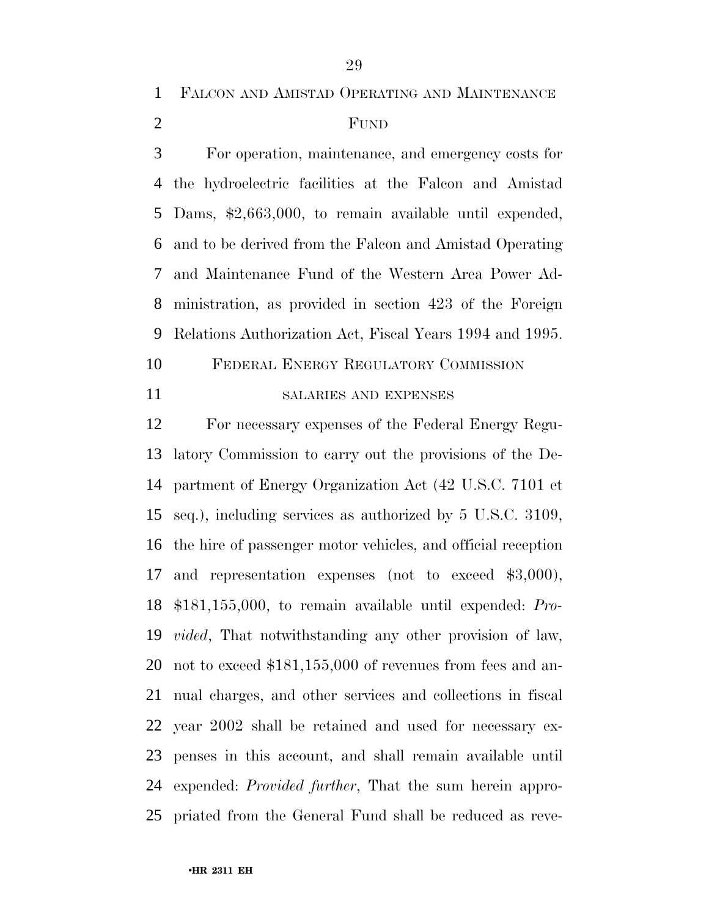FALCON AND AMISTAD OPERATING AND MAINTENANCE FUND

For operation, maintenance, and emergency costs for the hydroelectric facilities at the Falcon and Amistad Dams, $2,663,000, to remain available until expended, and to be derived from the Falcon and Amistad Operating and Maintenance Fund of the Western Area Power Administration, as provided in section 423 of the Foreign Relations Authorization Act, Fiscal Years 1994 and 1995.

FEDERAL ENERGY REGULATORY COMMISSION

SALARIES AND EXPENSES

For necessary expenses of the Federal Energy Regulatory Commission to carry out the provisions of the Department of Energy Organization Act (42 U.S.C. 7101 et seq.), including services as authorized by 5 U.S.C. 3109, the hire of passenger motor vehicles, and official reception and representation expenses (not to exceed $3,000), $181,155,000, to remain available until expended: *Provided*, That notwithstanding any other provision of law, not to exceed $181,155,000 of revenues from fees and annual charges, and other services and collections in fiscal year 2002 shall be retained and used for necessary expenses in this account, and shall remain available until expended: *Provided further*, That the sum herein appropriated from the General Fund shall be reduced as reve-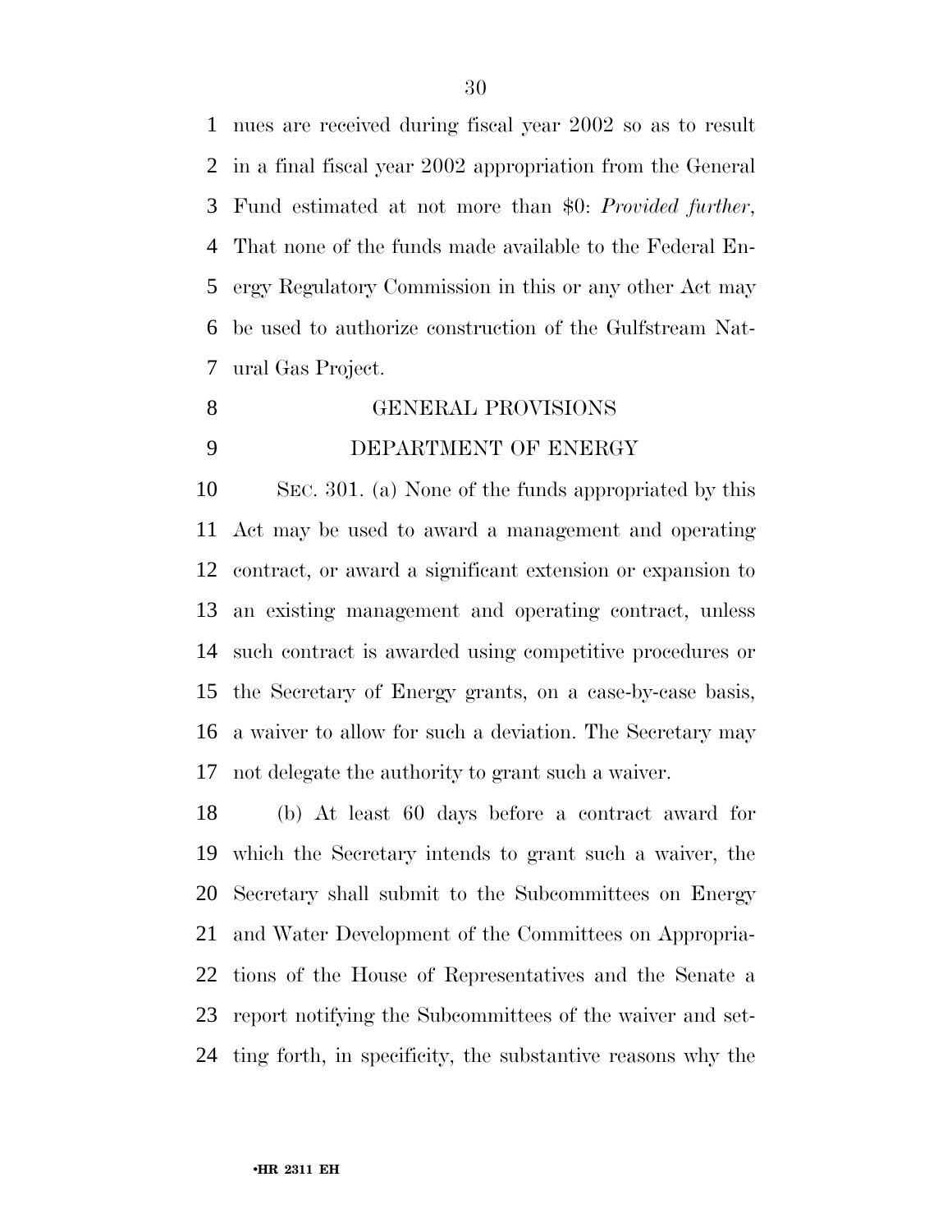nues are received during fiscal year 2002 so as to result in a final fiscal year 2002 appropriation from the General Fund estimated at not more than $0: *Provided further*, That none of the funds made available to the Federal Energy Regulatory Commission in this or any other Act may be used to authorize construction of the Gulfstream Natural Gas Project.

GENERAL PROVISIONS

DEPARTMENT OF ENERGY

SEC. 301. (a) None of the funds appropriated by this Act may be used to award a management and operating contract, or award a significant extension or expansion to an existing management and operating contract, unless such contract is awarded using competitive procedures or the Secretary of Energy grants, on a case-by-case basis, a waiver to allow for such a deviation. The Secretary may not delegate the authority to grant such a waiver.

(b) At least 60 days before a contract award for which the Secretary intends to grant such a waiver, the Secretary shall submit to the Subcommittees on Energy and Water Development of the Committees on Appropriations of the House of Representatives and the Senate a report notifying the Subcommittees of the waiver and setting forth, in specificity, the substantive reasons why the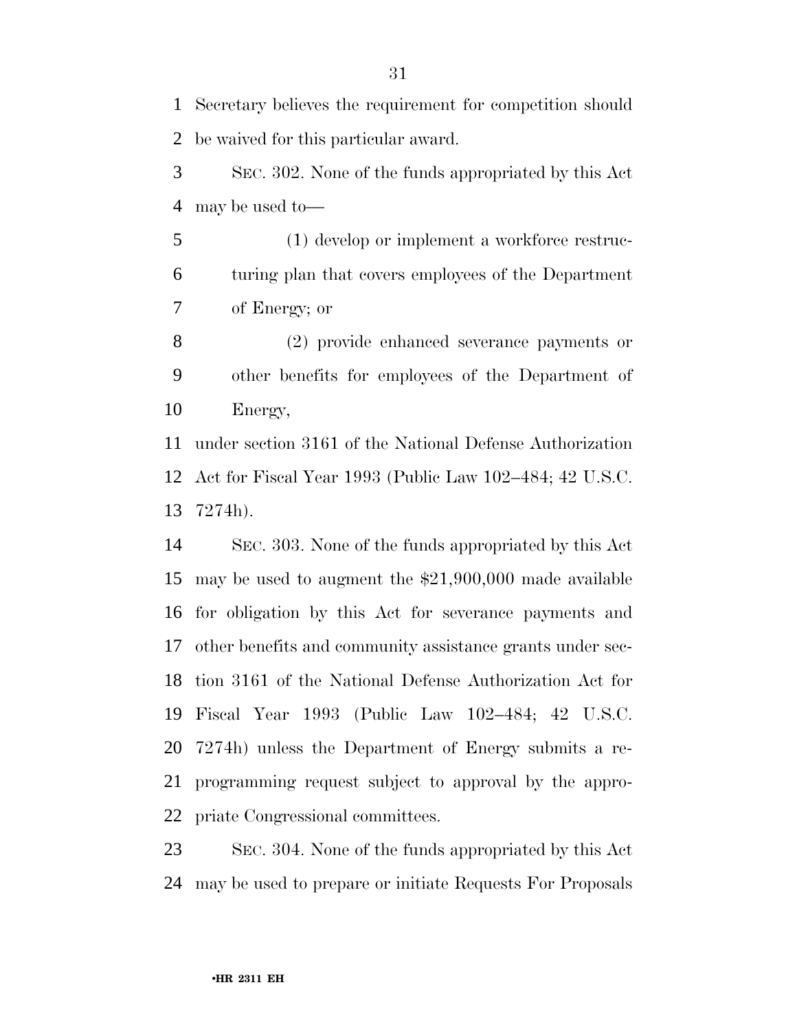Secretary believes the requirement for competition should be waived for this particular award.

SEC. 302. None of the funds appropriated by this Act may be used to—

(1) develop or implement a workforce restructuring plan that covers employees of the Department of Energy; or

(2) provide enhanced severance payments or other benefits for employees of the Department of Energy,

under section 3161 of the National Defense Authorization Act for Fiscal Year 1993 (Public Law 102–484; 42 U.S.C. 7274h).

SEC. 303. None of the funds appropriated by this Act may be used to augment the $21,900,000 made available for obligation by this Act for severance payments and other benefits and community assistance grants under section 3161 of the National Defense Authorization Act for Fiscal Year 1993 (Public Law 102–484; 42 U.S.C. 7274h) unless the Department of Energy submits a reprogramming request subject to approval by the appropriate Congressional committees.

SEC. 304. None of the funds appropriated by this Act may be used to prepare or initiate Requests For Proposals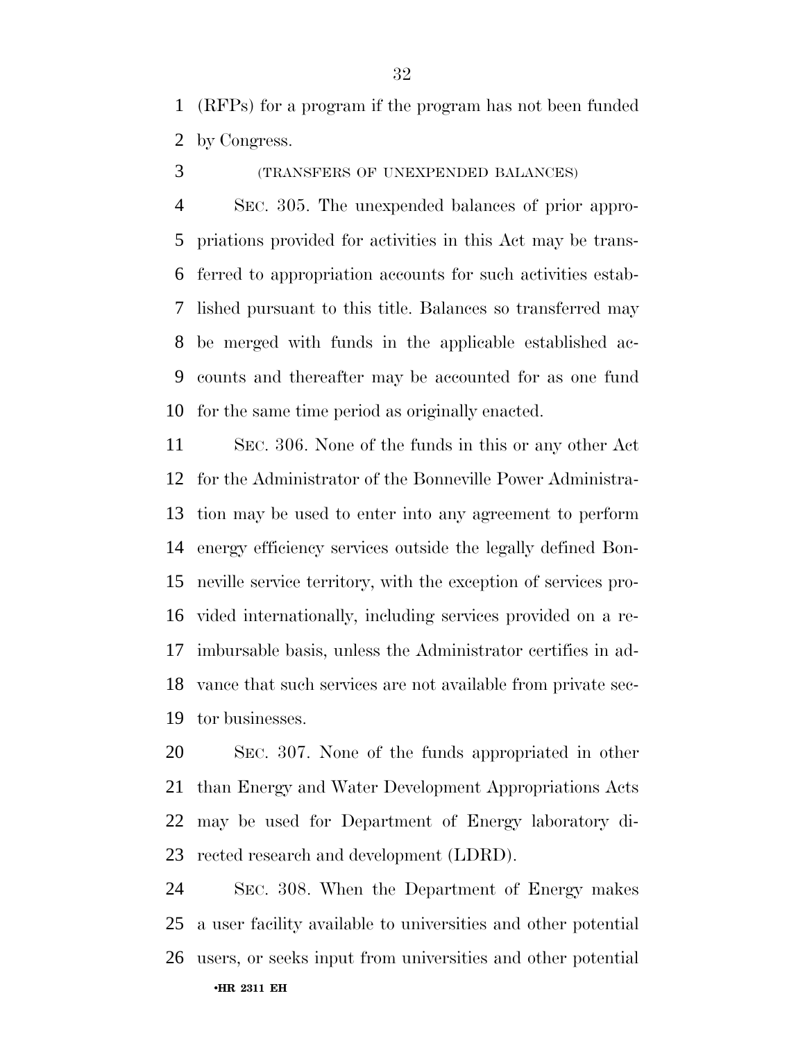(RFPs) for a program if the program has not been funded by Congress.

(TRANSFERS OF UNEXPENDED BALANCES)

SEC. 305. The unexpended balances of prior appropriations provided for activities in this Act may be transferred to appropriation accounts for such activities established pursuant to this title. Balances so transferred may be merged with funds in the applicable established accounts and thereafter may be accounted for as one fund for the same time period as originally enacted.

SEC. 306. None of the funds in this or any other Act for the Administrator of the Bonneville Power Administration may be used to enter into any agreement to perform energy efficiency services outside the legally defined Bonneville service territory, with the exception of services provided internationally, including services provided on a reimbursable basis, unless the Administrator certifies in advance that such services are not available from private sector businesses.

SEC. 307. None of the funds appropriated in other than Energy and Water Development Appropriations Acts may be used for Department of Energy laboratory directed research and development (LDRD).

SEC. 308. When the Department of Energy makes a user facility available to universities and other potential users, or seeks input from universities and other potential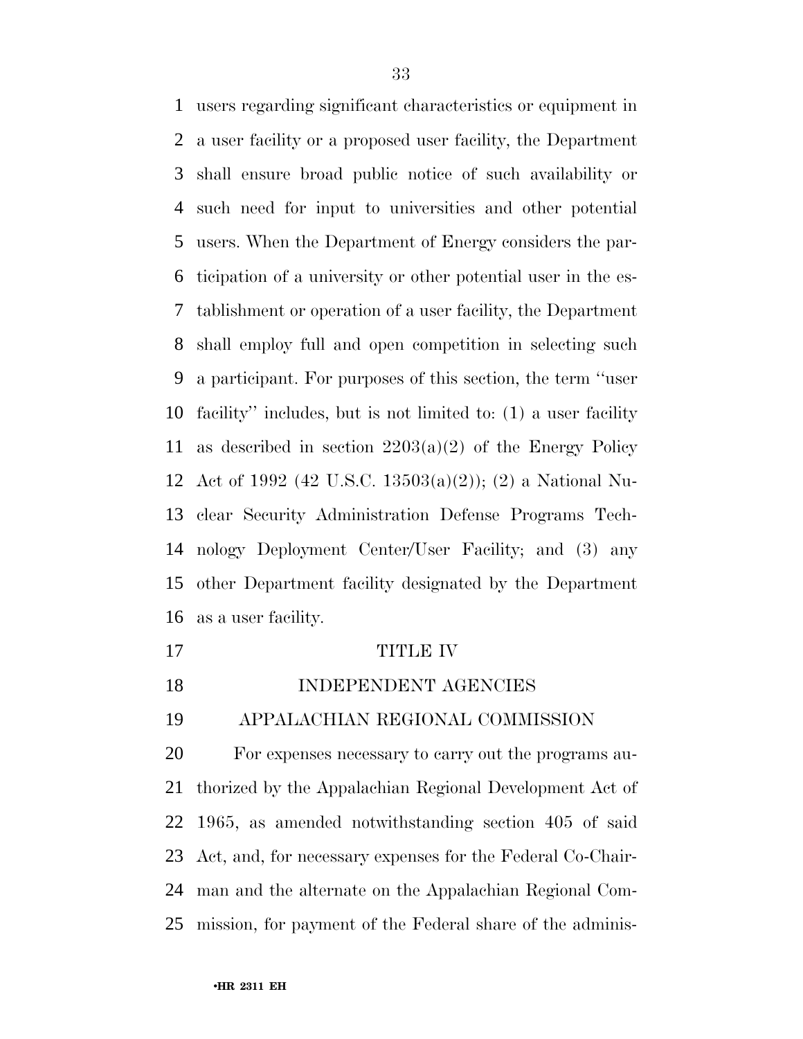users regarding significant characteristics or equipment in a user facility or a proposed user facility, the Department shall ensure broad public notice of such availability or such need for input to universities and other potential users. When the Department of Energy considers the participation of a university or other potential user in the establishment or operation of a user facility, the Department shall employ full and open competition in selecting such a participant. For purposes of this section, the term ''user facility'' includes, but is not limited to: (1) a user facility as described in section 2203(a)(2) of the Energy Policy Act of 1992 (42 U.S.C. 13503(a)(2)); (2) a National Nuclear Security Administration Defense Programs Technology Deployment Center/User Facility; and (3) any other Department facility designated by the Department as a user facility.

# TITLE IV

# INDEPENDENT AGENCIES

## APPALACHIAN REGIONAL COMMISSION

For expenses necessary to carry out the programs authorized by the Appalachian Regional Development Act of 1965, as amended notwithstanding section 405 of said Act, and, for necessary expenses for the Federal Co-Chairman and the alternate on the Appalachian Regional Commission, for payment of the Federal share of the adminis-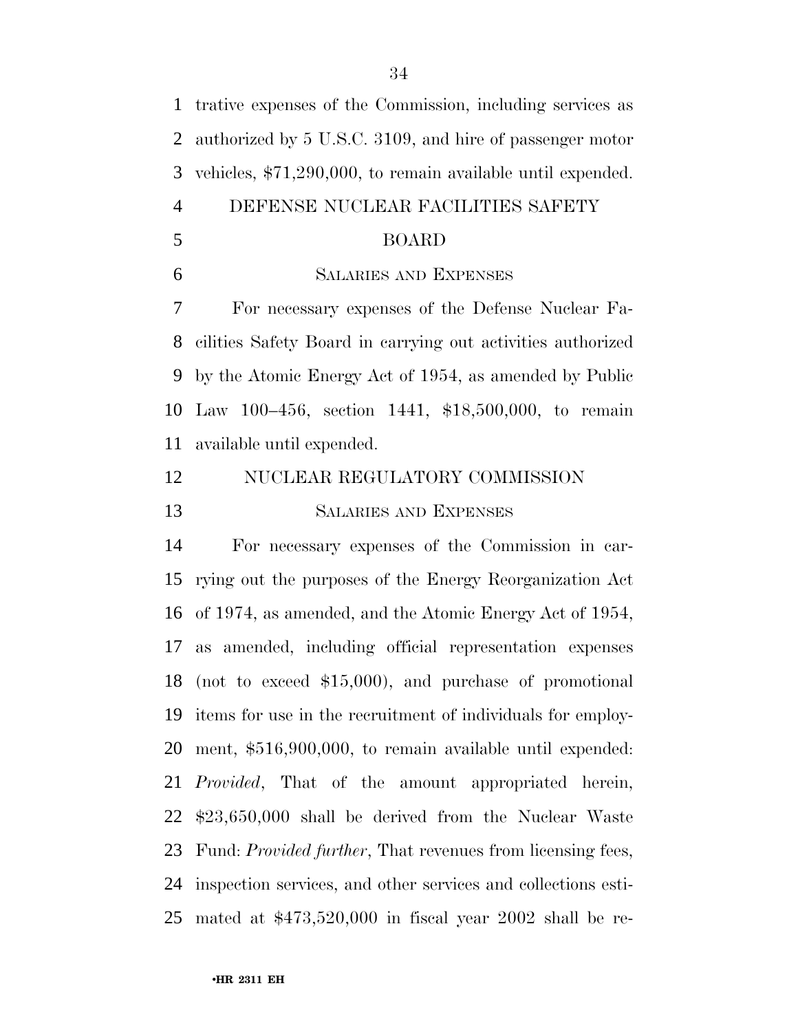trative expenses of the Commission, including services as authorized by 5 U.S.C. 3109, and hire of passenger motor vehicles, $71,290,000, to remain available until expended.

## DEFENSE NUCLEAR FACILITIES SAFETY BOARD

### SALARIES AND EXPENSES

For necessary expenses of the Defense Nuclear Facilities Safety Board in carrying out activities authorized by the Atomic Energy Act of 1954, as amended by Public Law 100–456, section 1441, $18,500,000, to remain available until expended.

## NUCLEAR REGULATORY COMMISSION

### SALARIES AND EXPENSES

For necessary expenses of the Commission in carrying out the purposes of the Energy Reorganization Act of 1974, as amended, and the Atomic Energy Act of 1954, as amended, including official representation expenses (not to exceed $15,000), and purchase of promotional items for use in the recruitment of individuals for employment, $516,900,000, to remain available until expended: *Provided*, That of the amount appropriated herein, $23,650,000 shall be derived from the Nuclear Waste Fund: *Provided further*, That revenues from licensing fees, inspection services, and other services and collections estimated at $473,520,000 in fiscal year 2002 shall be re-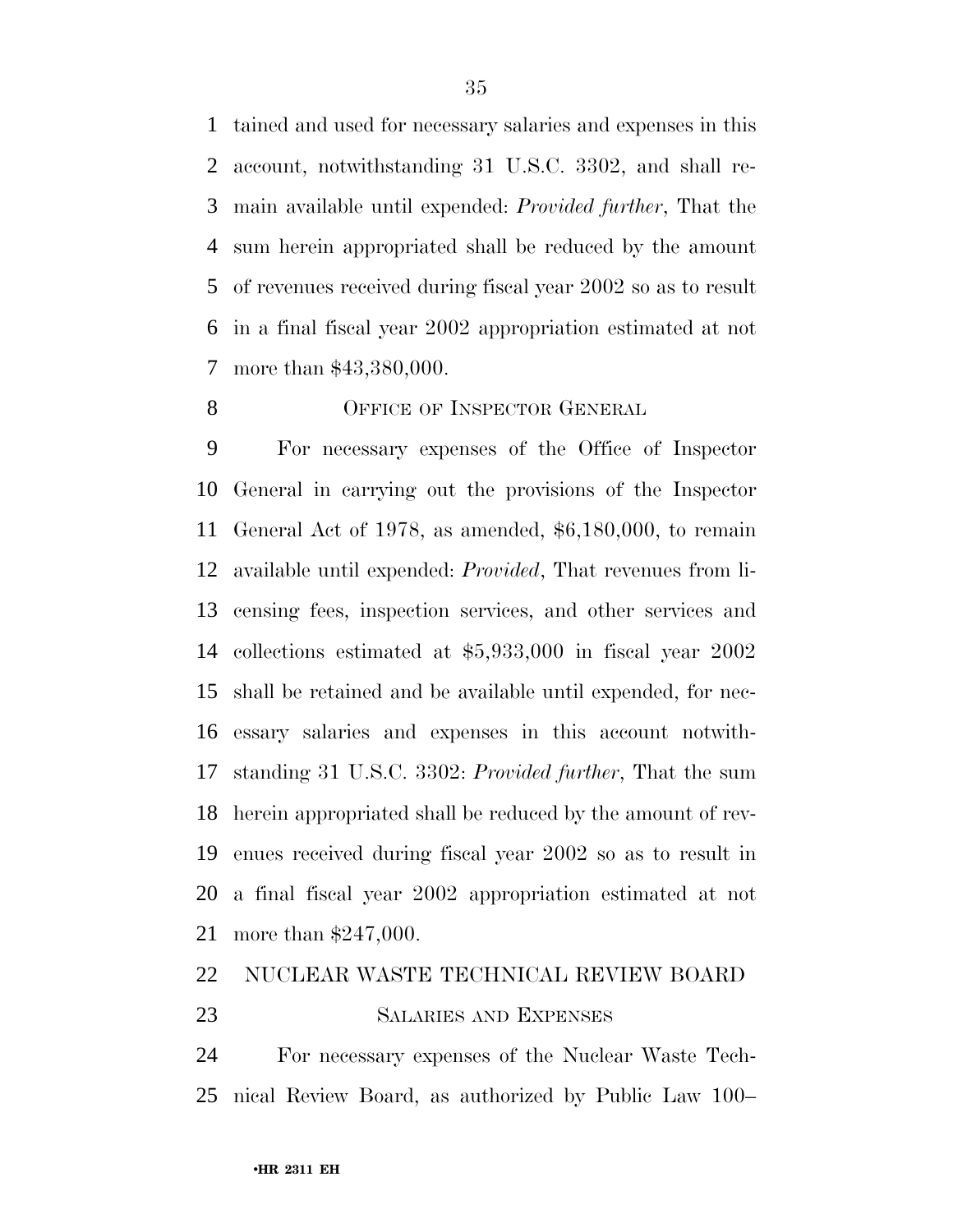tained and used for necessary salaries and expenses in this account, notwithstanding 31 U.S.C. 3302, and shall remain available until expended: *Provided further*, That the sum herein appropriated shall be reduced by the amount of revenues received during fiscal year 2002 so as to result in a final fiscal year 2002 appropriation estimated at not more than $43,380,000.

OFFICE OF INSPECTOR GENERAL

For necessary expenses of the Office of Inspector General in carrying out the provisions of the Inspector General Act of 1978, as amended, $6,180,000, to remain available until expended: *Provided*, That revenues from licensing fees, inspection services, and other services and collections estimated at $5,933,000 in fiscal year 2002 shall be retained and be available until expended, for necessary salaries and expenses in this account notwithstanding 31 U.S.C. 3302: *Provided further*, That the sum herein appropriated shall be reduced by the amount of revenues received during fiscal year 2002 so as to result in a final fiscal year 2002 appropriation estimated at not more than $247,000.

NUCLEAR WASTE TECHNICAL REVIEW BOARD

SALARIES AND EXPENSES

For necessary expenses of the Nuclear Waste Technical Review Board, as authorized by Public Law 100–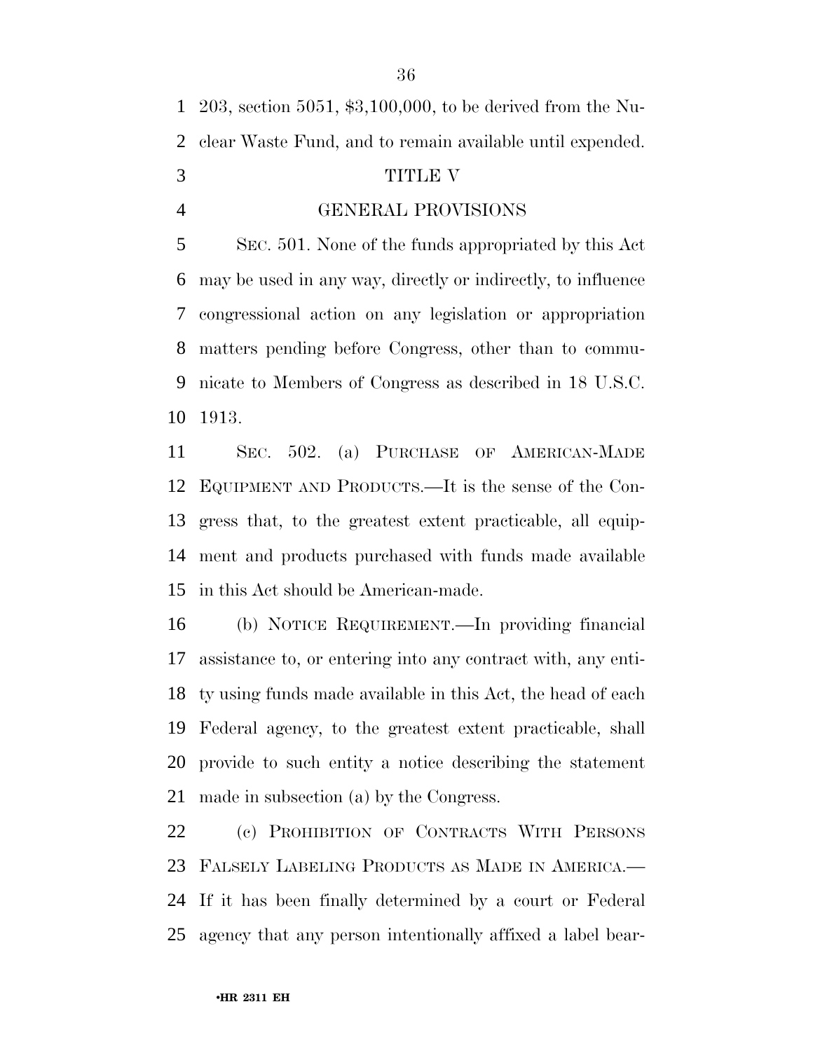203, section 5051, $3,100,000, to be derived from the Nuclear Waste Fund, and to remain available until expended.

# TITLE V

# GENERAL PROVISIONS

SEC. 501. None of the funds appropriated by this Act may be used in any way, directly or indirectly, to influence congressional action on any legislation or appropriation matters pending before Congress, other than to communicate to Members of Congress as described in 18 U.S.C. 1913.

SEC. 502. (a) PURCHASE OF AMERICAN-MADE EQUIPMENT AND PRODUCTS.—It is the sense of the Congress that, to the greatest extent practicable, all equipment and products purchased with funds made available in this Act should be American-made.

(b) NOTICE REQUIREMENT.—In providing financial assistance to, or entering into any contract with, any entity using funds made available in this Act, the head of each Federal agency, to the greatest extent practicable, shall provide to such entity a notice describing the statement made in subsection (a) by the Congress.

(c) PROHIBITION OF CONTRACTS WITH PERSONS FALSELY LABELING PRODUCTS AS MADE IN AMERICA.—If it has been finally determined by a court or Federal agency that any person intentionally affixed a label bear-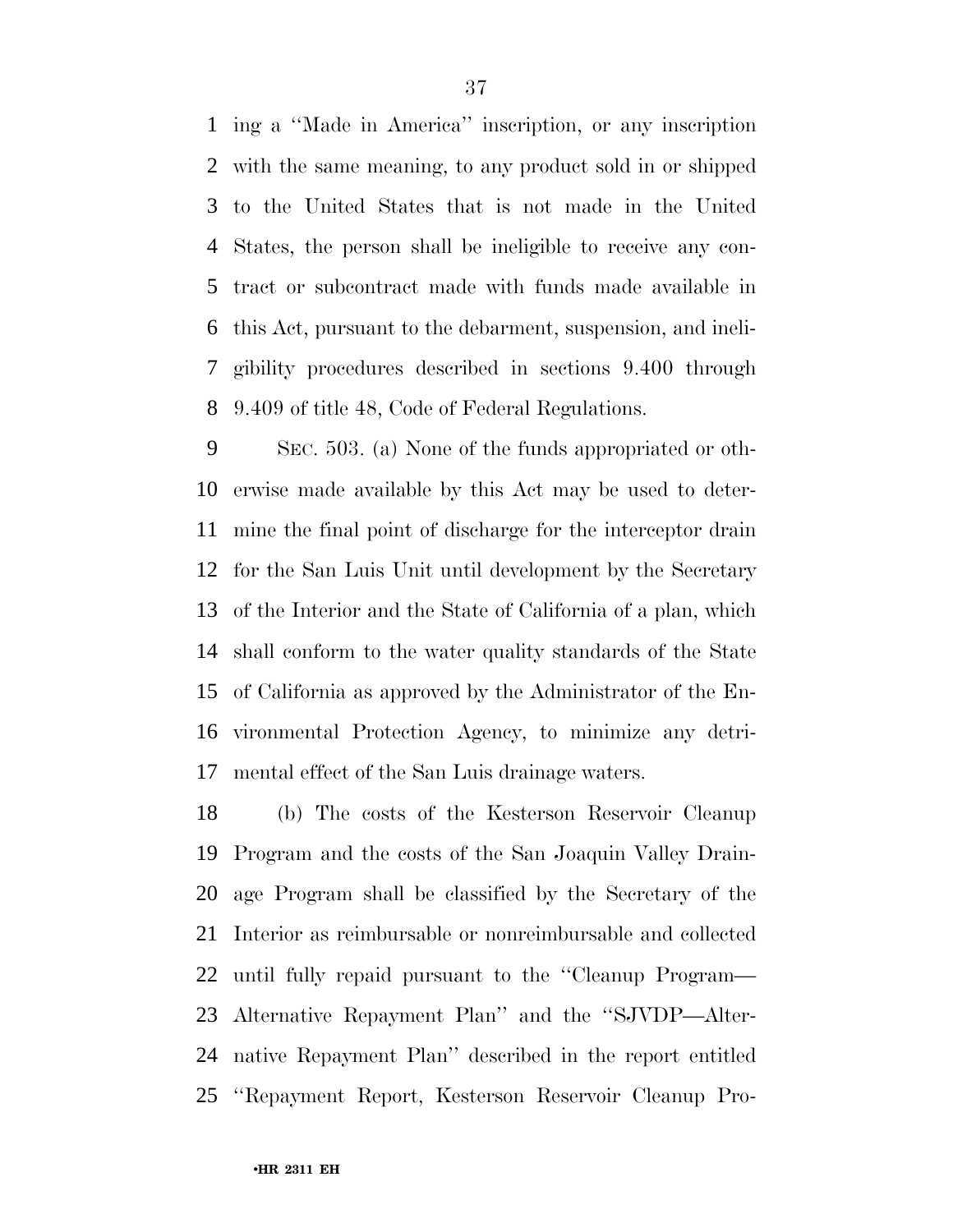ing a ''Made in America'' inscription, or any inscription with the same meaning, to any product sold in or shipped to the United States that is not made in the United States, the person shall be ineligible to receive any contract or subcontract made with funds made available in this Act, pursuant to the debarment, suspension, and ineligibility procedures described in sections 9.400 through 9.409 of title 48, Code of Federal Regulations.

SEC. 503. (a) None of the funds appropriated or otherwise made available by this Act may be used to determine the final point of discharge for the interceptor drain for the San Luis Unit until development by the Secretary of the Interior and the State of California of a plan, which shall conform to the water quality standards of the State of California as approved by the Administrator of the Environmental Protection Agency, to minimize any detrimental effect of the San Luis drainage waters.

(b) The costs of the Kesterson Reservoir Cleanup Program and the costs of the San Joaquin Valley Drainage Program shall be classified by the Secretary of the Interior as reimbursable or nonreimbursable and collected until fully repaid pursuant to the ''Cleanup Program—Alternative Repayment Plan'' and the ''SJVDP—Alternative Repayment Plan'' described in the report entitled ''Repayment Report, Kesterson Reservoir Cleanup Pro-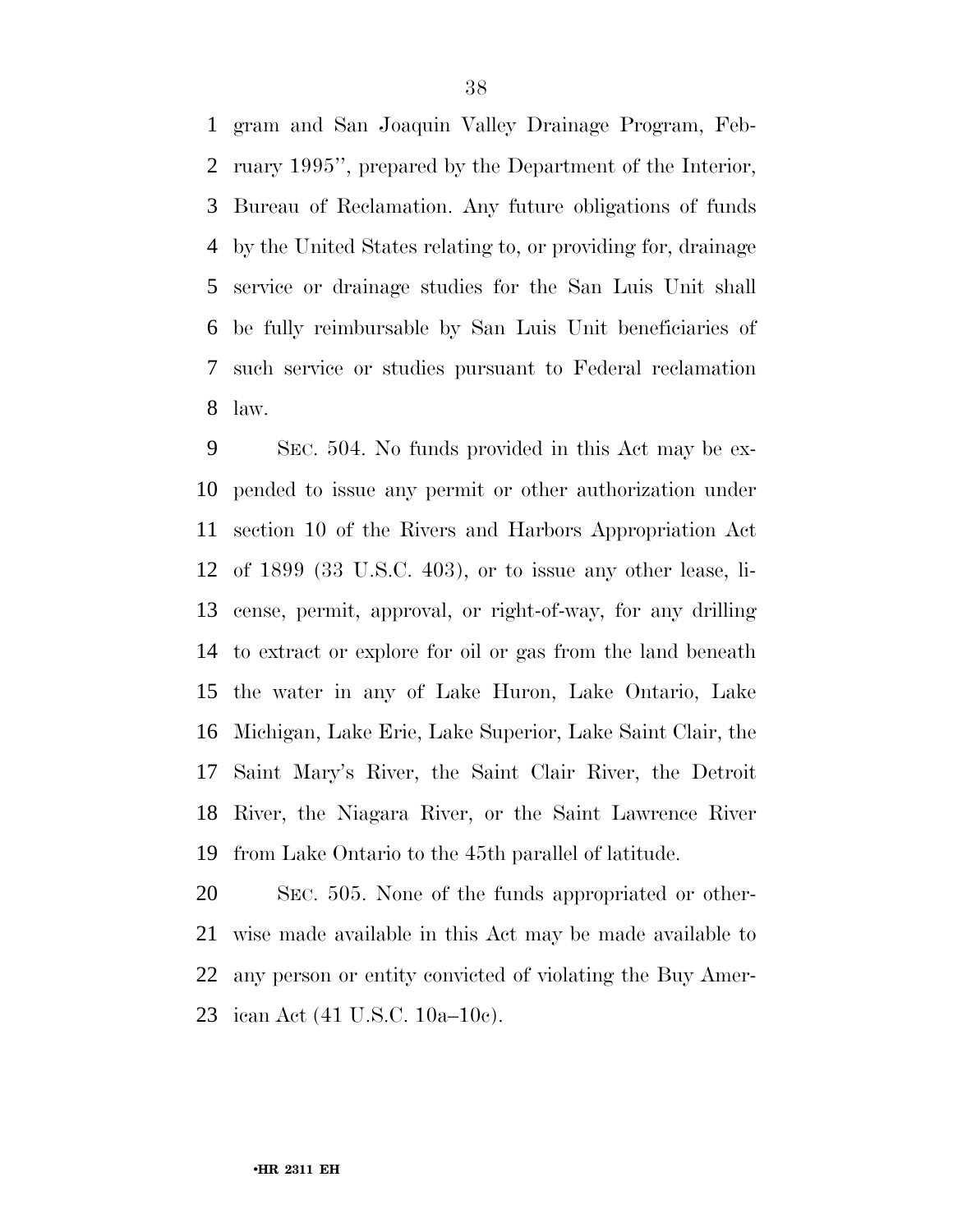gram and San Joaquin Valley Drainage Program, February 1995'', prepared by the Department of the Interior, Bureau of Reclamation. Any future obligations of funds by the United States relating to, or providing for, drainage service or drainage studies for the San Luis Unit shall be fully reimbursable by San Luis Unit beneficiaries of such service or studies pursuant to Federal reclamation law.

SEC. 504. No funds provided in this Act may be expended to issue any permit or other authorization under section 10 of the Rivers and Harbors Appropriation Act of 1899 (33 U.S.C. 403), or to issue any other lease, license, permit, approval, or right-of-way, for any drilling to extract or explore for oil or gas from the land beneath the water in any of Lake Huron, Lake Ontario, Lake Michigan, Lake Erie, Lake Superior, Lake Saint Clair, the Saint Mary's River, the Saint Clair River, the Detroit River, the Niagara River, or the Saint Lawrence River from Lake Ontario to the 45th parallel of latitude.

SEC. 505. None of the funds appropriated or otherwise made available in this Act may be made available to any person or entity convicted of violating the Buy American Act (41 U.S.C. 10a–10c).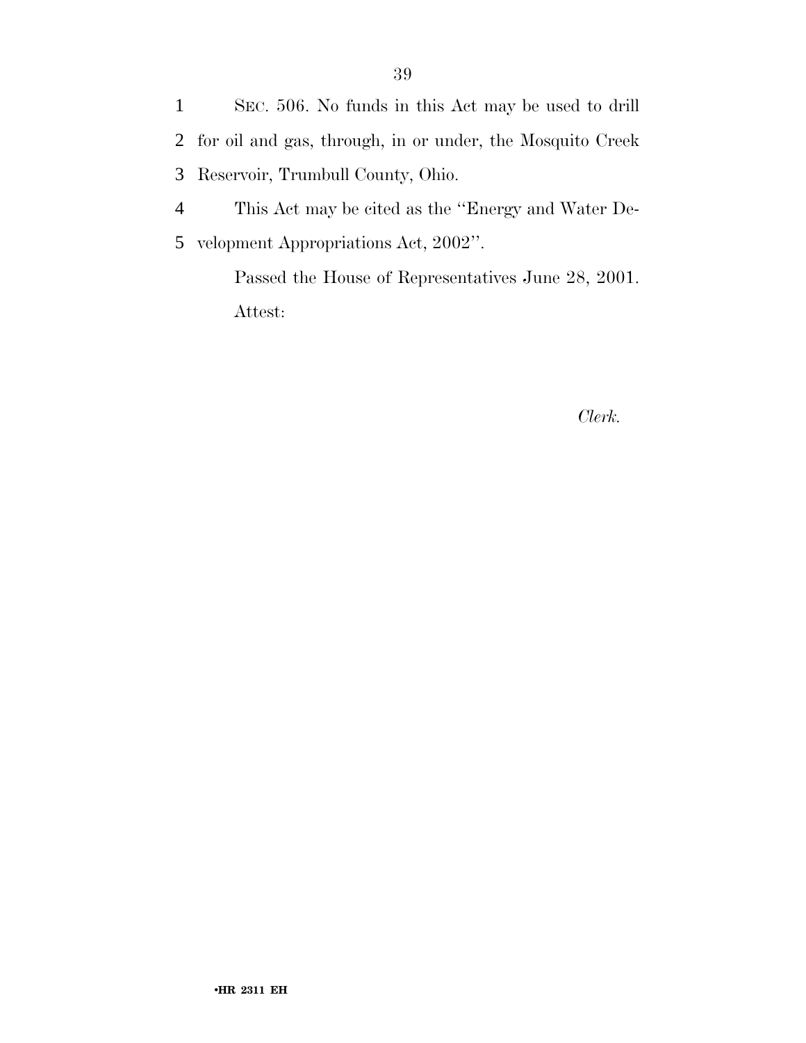SEC. 506. No funds in this Act may be used to drill for oil and gas, through, in or under, the Mosquito Creek Reservoir, Trumbull County, Ohio.

This Act may be cited as the ''Energy and Water Development Appropriations Act, 2002''.

Passed the House of Representatives June 28, 2001.

Attest:

*Clerk.*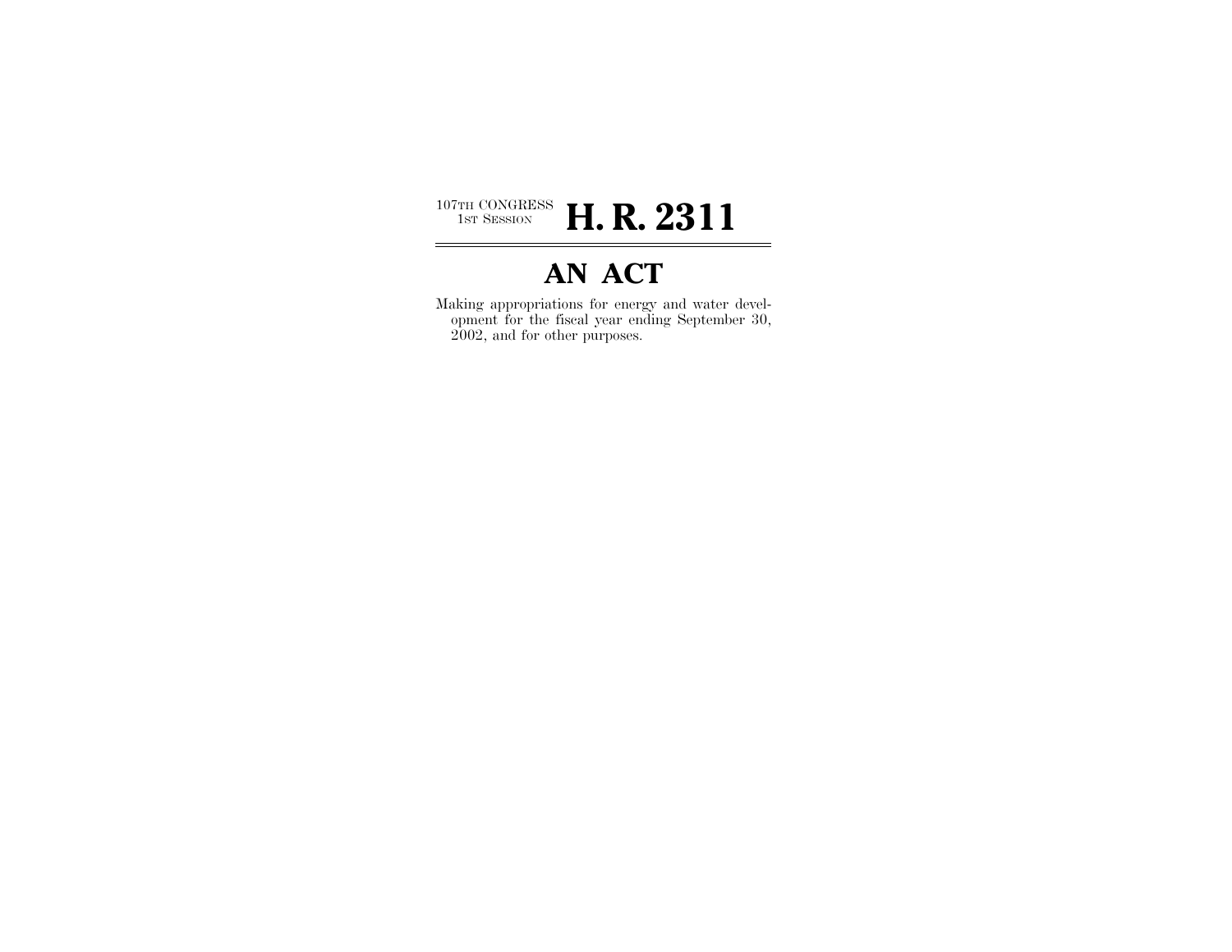107TH CONGRESS
1ST SESSION

# H. R. 2311

# AN ACT

Making appropriations for energy and water development for the fiscal year ending September 30, 2002, and for other purposes.